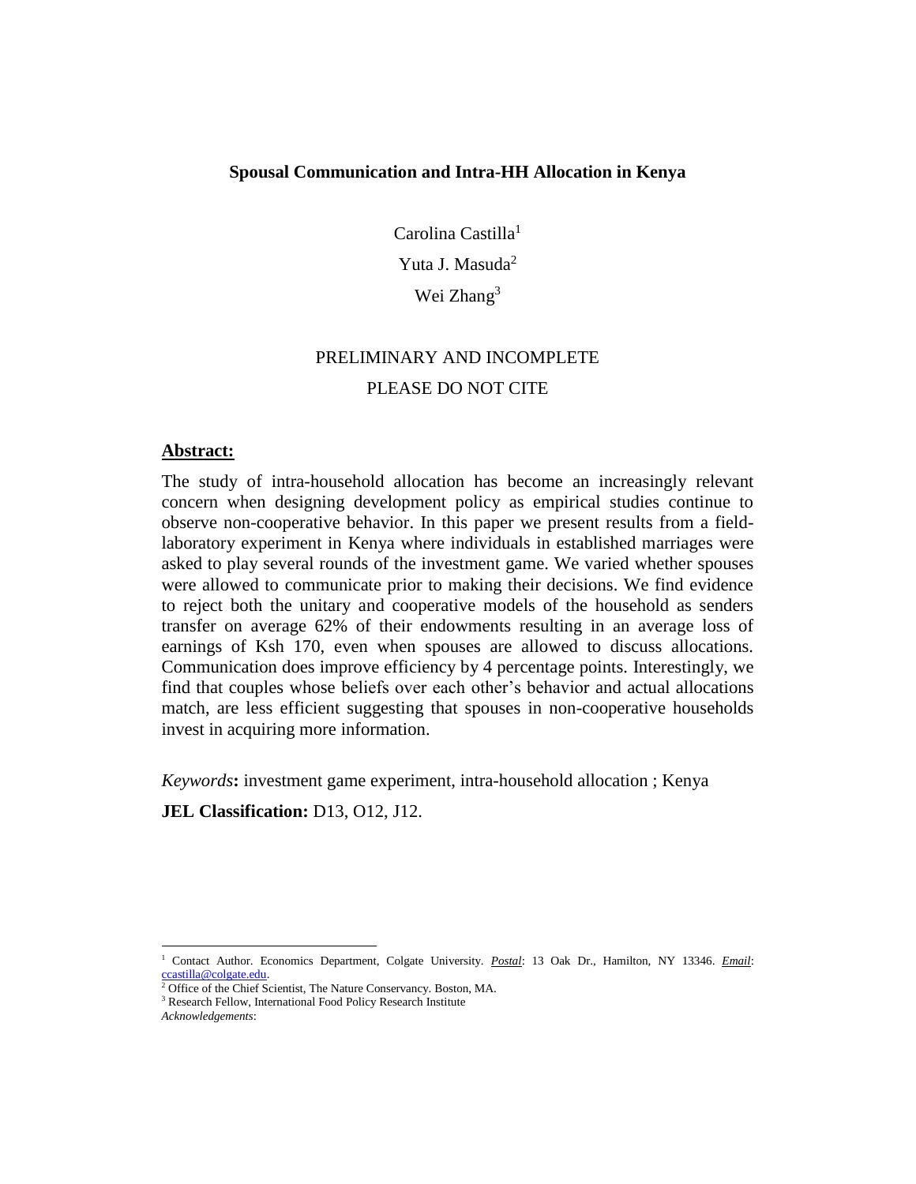# Spousal Communication and Intra-HH Allocation in Kenya

Carolina Castilla[1]

Yuta J. Masuda[2]

Wei Zhang[3]

PRELIMINARY AND INCOMPLETE

PLEASE DO NOT CITE

## Abstract:

The study of intra-household allocation has become an increasingly relevant concern when designing development policy as empirical studies continue to observe non-cooperative behavior. In this paper we present results from a field-laboratory experiment in Kenya where individuals in established marriages were asked to play several rounds of the investment game. We varied whether spouses were allowed to communicate prior to making their decisions. We find evidence to reject both the unitary and cooperative models of the household as senders transfer on average 62% of their endowments resulting in an average loss of earnings of Ksh 170, even when spouses are allowed to discuss allocations. Communication does improve efficiency by 4 percentage points. Interestingly, we find that couples whose beliefs over each other's behavior and actual allocations match, are less efficient suggesting that spouses in non-cooperative households invest in acquiring more information.

*Keywords*: investment game experiment, intra-household allocation ; Kenya

**JEL Classification:** D13, O12, J12.

---

[1] Contact Author. Economics Department, Colgate University. *Postal*: 13 Oak Dr., Hamilton, NY 13346. *Email*: ccastilla@colgate.edu.

[2] Office of the Chief Scientist, The Nature Conservancy. Boston, MA.

[3] Research Fellow, International Food Policy Research Institute

*Acknowledgements*: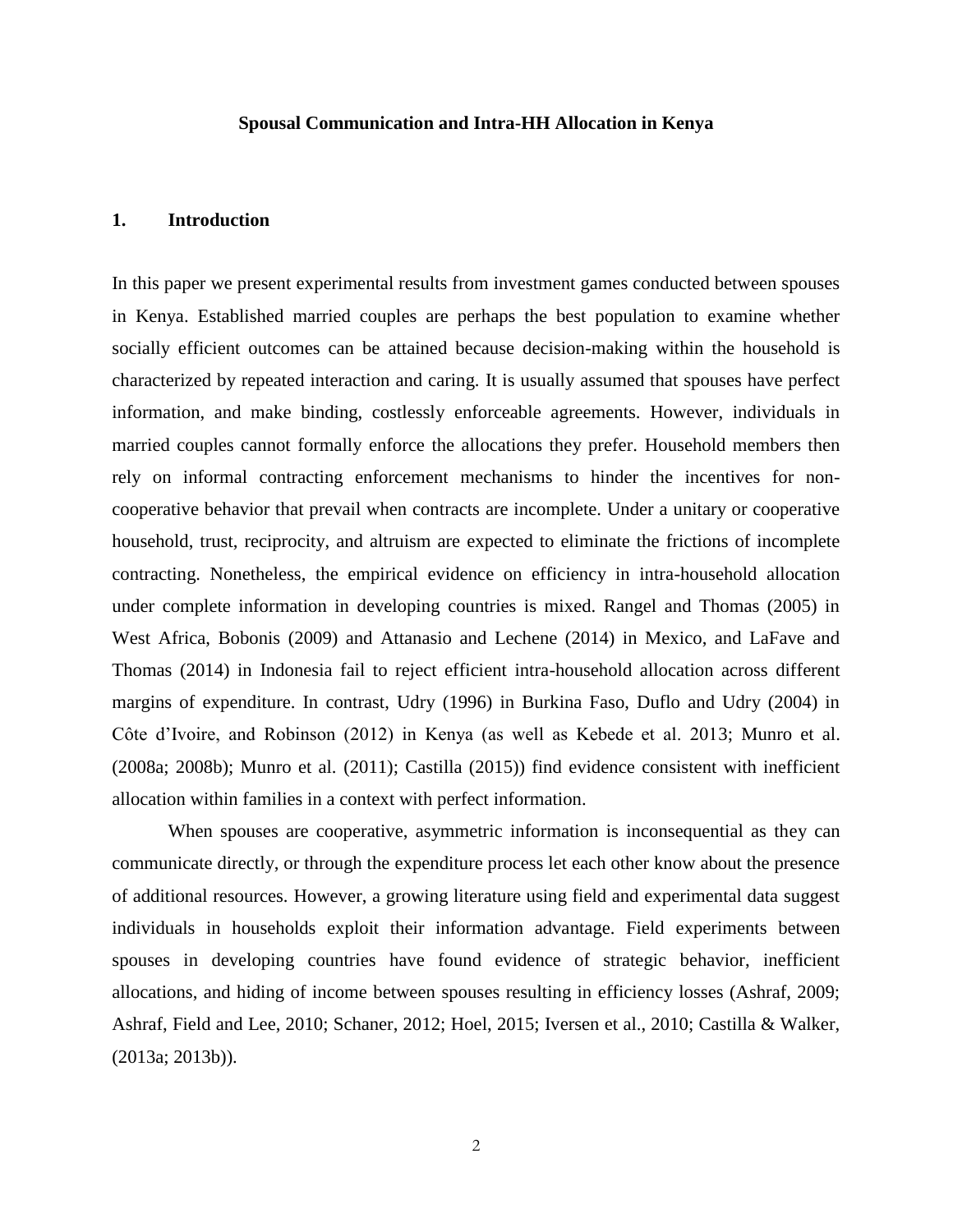**Spousal Communication and Intra-HH Allocation in Kenya**

## 1. Introduction

In this paper we present experimental results from investment games conducted between spouses in Kenya. Established married couples are perhaps the best population to examine whether socially efficient outcomes can be attained because decision-making within the household is characterized by repeated interaction and caring. It is usually assumed that spouses have perfect information, and make binding, costlessly enforceable agreements. However, individuals in married couples cannot formally enforce the allocations they prefer. Household members then rely on informal contracting enforcement mechanisms to hinder the incentives for non-cooperative behavior that prevail when contracts are incomplete. Under a unitary or cooperative household, trust, reciprocity, and altruism are expected to eliminate the frictions of incomplete contracting. Nonetheless, the empirical evidence on efficiency in intra-household allocation under complete information in developing countries is mixed. Rangel and Thomas (2005) in West Africa, Bobonis (2009) and Attanasio and Lechene (2014) in Mexico, and LaFave and Thomas (2014) in Indonesia fail to reject efficient intra-household allocation across different margins of expenditure. In contrast, Udry (1996) in Burkina Faso, Duflo and Udry (2004) in Côte d'Ivoire, and Robinson (2012) in Kenya (as well as Kebede et al. 2013; Munro et al. (2008a; 2008b); Munro et al. (2011); Castilla (2015)) find evidence consistent with inefficient allocation within families in a context with perfect information.

When spouses are cooperative, asymmetric information is inconsequential as they can communicate directly, or through the expenditure process let each other know about the presence of additional resources. However, a growing literature using field and experimental data suggest individuals in households exploit their information advantage. Field experiments between spouses in developing countries have found evidence of strategic behavior, inefficient allocations, and hiding of income between spouses resulting in efficiency losses (Ashraf, 2009; Ashraf, Field and Lee, 2010; Schaner, 2012; Hoel, 2015; Iversen et al., 2010; Castilla & Walker, (2013a; 2013b)).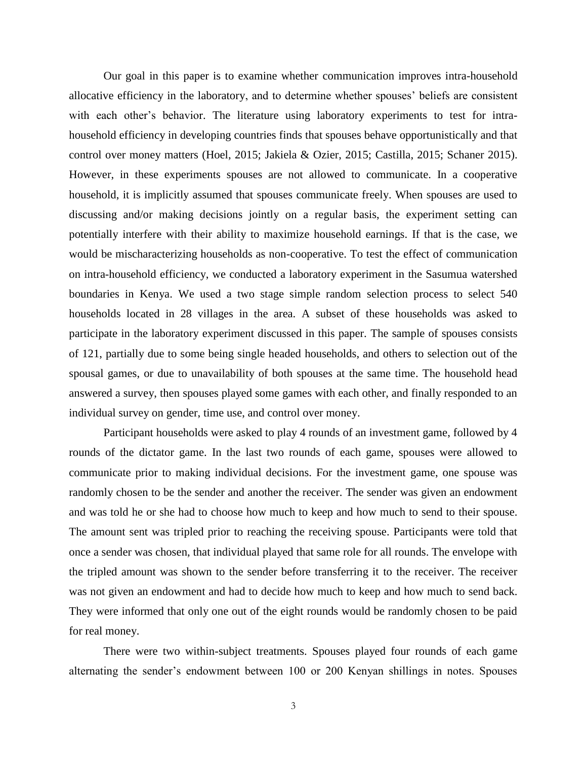Our goal in this paper is to examine whether communication improves intra-household allocative efficiency in the laboratory, and to determine whether spouses' beliefs are consistent with each other's behavior. The literature using laboratory experiments to test for intra-household efficiency in developing countries finds that spouses behave opportunistically and that control over money matters (Hoel, 2015; Jakiela & Ozier, 2015; Castilla, 2015; Schaner 2015). However, in these experiments spouses are not allowed to communicate. In a cooperative household, it is implicitly assumed that spouses communicate freely. When spouses are used to discussing and/or making decisions jointly on a regular basis, the experiment setting can potentially interfere with their ability to maximize household earnings. If that is the case, we would be mischaracterizing households as non-cooperative. To test the effect of communication on intra-household efficiency, we conducted a laboratory experiment in the Sasumua watershed boundaries in Kenya. We used a two stage simple random selection process to select 540 households located in 28 villages in the area. A subset of these households was asked to participate in the laboratory experiment discussed in this paper. The sample of spouses consists of 121, partially due to some being single headed households, and others to selection out of the spousal games, or due to unavailability of both spouses at the same time. The household head answered a survey, then spouses played some games with each other, and finally responded to an individual survey on gender, time use, and control over money.

Participant households were asked to play 4 rounds of an investment game, followed by 4 rounds of the dictator game. In the last two rounds of each game, spouses were allowed to communicate prior to making individual decisions. For the investment game, one spouse was randomly chosen to be the sender and another the receiver. The sender was given an endowment and was told he or she had to choose how much to keep and how much to send to their spouse. The amount sent was tripled prior to reaching the receiving spouse. Participants were told that once a sender was chosen, that individual played that same role for all rounds. The envelope with the tripled amount was shown to the sender before transferring it to the receiver. The receiver was not given an endowment and had to decide how much to keep and how much to send back. They were informed that only one out of the eight rounds would be randomly chosen to be paid for real money.

There were two within-subject treatments. Spouses played four rounds of each game alternating the sender's endowment between 100 or 200 Kenyan shillings in notes. Spouses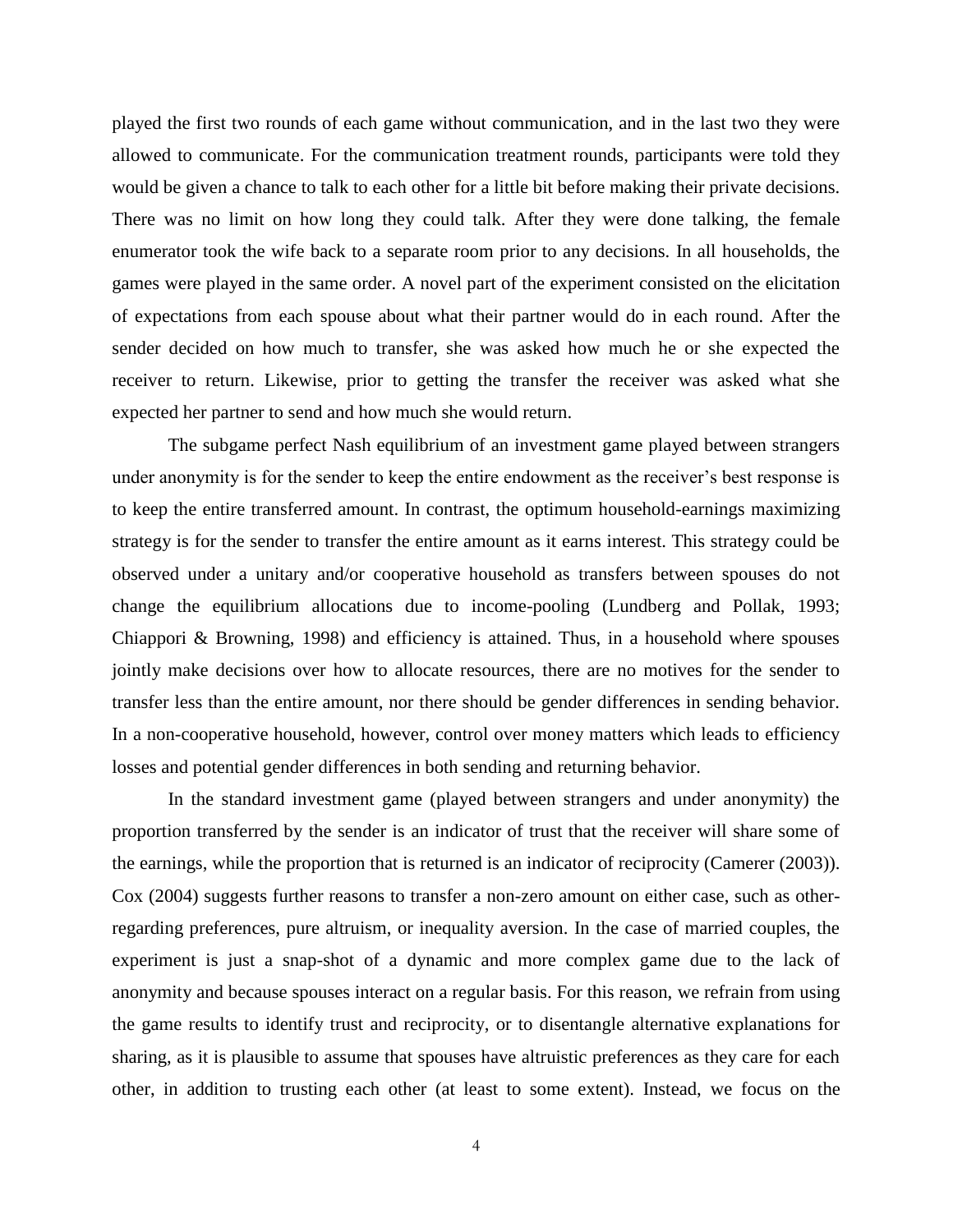played the first two rounds of each game without communication, and in the last two they were allowed to communicate. For the communication treatment rounds, participants were told they would be given a chance to talk to each other for a little bit before making their private decisions. There was no limit on how long they could talk. After they were done talking, the female enumerator took the wife back to a separate room prior to any decisions. In all households, the games were played in the same order. A novel part of the experiment consisted on the elicitation of expectations from each spouse about what their partner would do in each round. After the sender decided on how much to transfer, she was asked how much he or she expected the receiver to return. Likewise, prior to getting the transfer the receiver was asked what she expected her partner to send and how much she would return.

The subgame perfect Nash equilibrium of an investment game played between strangers under anonymity is for the sender to keep the entire endowment as the receiver's best response is to keep the entire transferred amount. In contrast, the optimum household-earnings maximizing strategy is for the sender to transfer the entire amount as it earns interest. This strategy could be observed under a unitary and/or cooperative household as transfers between spouses do not change the equilibrium allocations due to income-pooling (Lundberg and Pollak, 1993; Chiappori & Browning, 1998) and efficiency is attained. Thus, in a household where spouses jointly make decisions over how to allocate resources, there are no motives for the sender to transfer less than the entire amount, nor there should be gender differences in sending behavior. In a non-cooperative household, however, control over money matters which leads to efficiency losses and potential gender differences in both sending and returning behavior.

In the standard investment game (played between strangers and under anonymity) the proportion transferred by the sender is an indicator of trust that the receiver will share some of the earnings, while the proportion that is returned is an indicator of reciprocity (Camerer (2003)). Cox (2004) suggests further reasons to transfer a non-zero amount on either case, such as other-regarding preferences, pure altruism, or inequality aversion. In the case of married couples, the experiment is just a snap-shot of a dynamic and more complex game due to the lack of anonymity and because spouses interact on a regular basis. For this reason, we refrain from using the game results to identify trust and reciprocity, or to disentangle alternative explanations for sharing, as it is plausible to assume that spouses have altruistic preferences as they care for each other, in addition to trusting each other (at least to some extent). Instead, we focus on the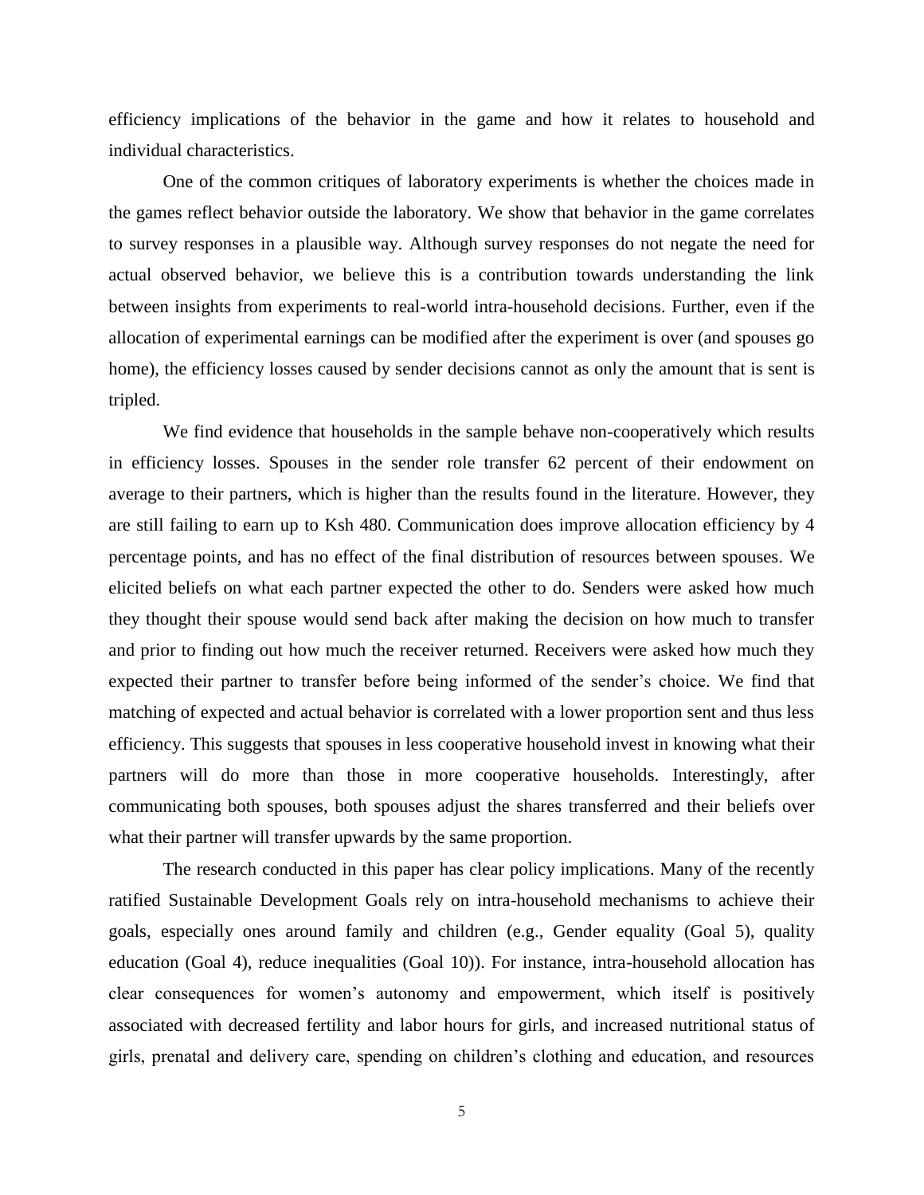efficiency implications of the behavior in the game and how it relates to household and individual characteristics.

One of the common critiques of laboratory experiments is whether the choices made in the games reflect behavior outside the laboratory. We show that behavior in the game correlates to survey responses in a plausible way. Although survey responses do not negate the need for actual observed behavior, we believe this is a contribution towards understanding the link between insights from experiments to real-world intra-household decisions. Further, even if the allocation of experimental earnings can be modified after the experiment is over (and spouses go home), the efficiency losses caused by sender decisions cannot as only the amount that is sent is tripled.

We find evidence that households in the sample behave non-cooperatively which results in efficiency losses. Spouses in the sender role transfer 62 percent of their endowment on average to their partners, which is higher than the results found in the literature. However, they are still failing to earn up to Ksh 480. Communication does improve allocation efficiency by 4 percentage points, and has no effect of the final distribution of resources between spouses. We elicited beliefs on what each partner expected the other to do. Senders were asked how much they thought their spouse would send back after making the decision on how much to transfer and prior to finding out how much the receiver returned. Receivers were asked how much they expected their partner to transfer before being informed of the sender's choice. We find that matching of expected and actual behavior is correlated with a lower proportion sent and thus less efficiency. This suggests that spouses in less cooperative household invest in knowing what their partners will do more than those in more cooperative households. Interestingly, after communicating both spouses, both spouses adjust the shares transferred and their beliefs over what their partner will transfer upwards by the same proportion.

The research conducted in this paper has clear policy implications. Many of the recently ratified Sustainable Development Goals rely on intra-household mechanisms to achieve their goals, especially ones around family and children (e.g., Gender equality (Goal 5), quality education (Goal 4), reduce inequalities (Goal 10)). For instance, intra-household allocation has clear consequences for women's autonomy and empowerment, which itself is positively associated with decreased fertility and labor hours for girls, and increased nutritional status of girls, prenatal and delivery care, spending on children's clothing and education, and resources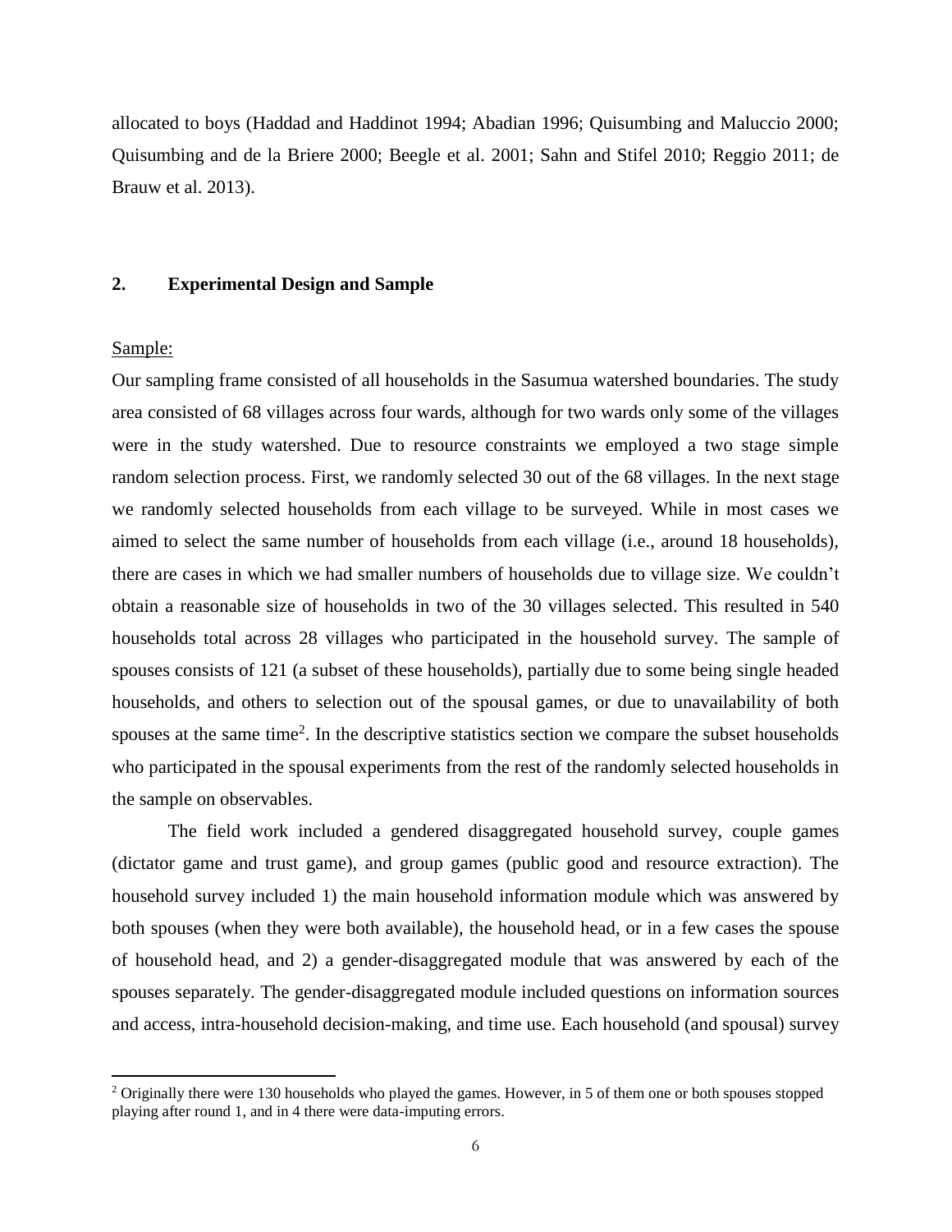allocated to boys (Haddad and Haddinot 1994; Abadian 1996; Quisumbing and Maluccio 2000; Quisumbing and de la Briere 2000; Beegle et al. 2001; Sahn and Stifel 2010; Reggio 2011; de Brauw et al. 2013).

## 2. Experimental Design and Sample

Sample:

Our sampling frame consisted of all households in the Sasumua watershed boundaries. The study area consisted of 68 villages across four wards, although for two wards only some of the villages were in the study watershed. Due to resource constraints we employed a two stage simple random selection process. First, we randomly selected 30 out of the 68 villages. In the next stage we randomly selected households from each village to be surveyed. While in most cases we aimed to select the same number of households from each village (i.e., around 18 households), there are cases in which we had smaller numbers of households due to village size. We couldn't obtain a reasonable size of households in two of the 30 villages selected. This resulted in 540 households total across 28 villages who participated in the household survey. The sample of spouses consists of 121 (a subset of these households), partially due to some being single headed households, and others to selection out of the spousal games, or due to unavailability of both spouses at the same time[2]. In the descriptive statistics section we compare the subset households who participated in the spousal experiments from the rest of the randomly selected households in the sample on observables.

The field work included a gendered disaggregated household survey, couple games (dictator game and trust game), and group games (public good and resource extraction). The household survey included 1) the main household information module which was answered by both spouses (when they were both available), the household head, or in a few cases the spouse of household head, and 2) a gender-disaggregated module that was answered by each of the spouses separately. The gender-disaggregated module included questions on information sources and access, intra-household decision-making, and time use. Each household (and spousal) survey

[2] Originally there were 130 households who played the games. However, in 5 of them one or both spouses stopped playing after round 1, and in 4 there were data-imputing errors.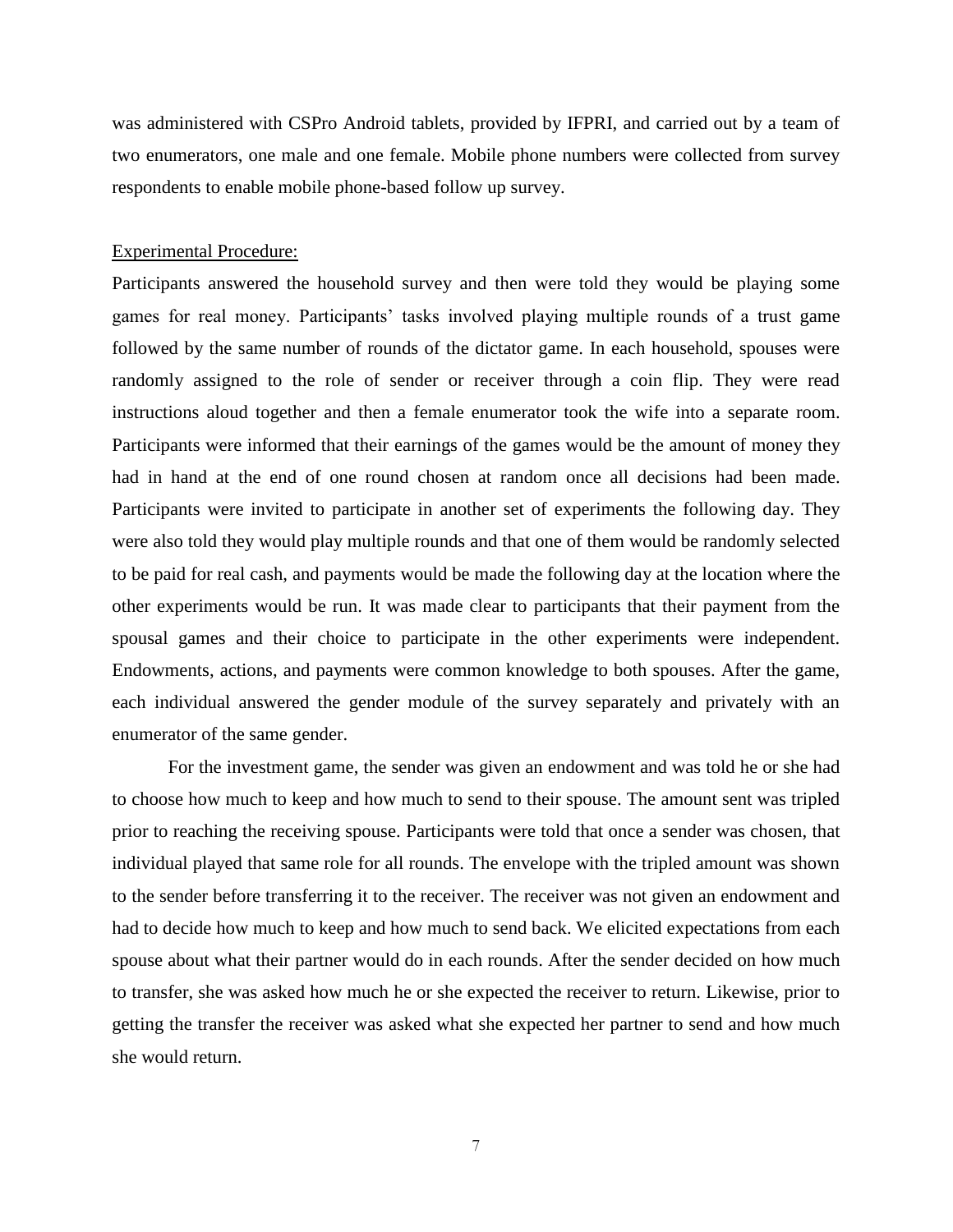was administered with CSPro Android tablets, provided by IFPRI, and carried out by a team of two enumerators, one male and one female. Mobile phone numbers were collected from survey respondents to enable mobile phone-based follow up survey.

Experimental Procedure:

Participants answered the household survey and then were told they would be playing some games for real money. Participants' tasks involved playing multiple rounds of a trust game followed by the same number of rounds of the dictator game. In each household, spouses were randomly assigned to the role of sender or receiver through a coin flip. They were read instructions aloud together and then a female enumerator took the wife into a separate room. Participants were informed that their earnings of the games would be the amount of money they had in hand at the end of one round chosen at random once all decisions had been made. Participants were invited to participate in another set of experiments the following day. They were also told they would play multiple rounds and that one of them would be randomly selected to be paid for real cash, and payments would be made the following day at the location where the other experiments would be run. It was made clear to participants that their payment from the spousal games and their choice to participate in the other experiments were independent. Endowments, actions, and payments were common knowledge to both spouses. After the game, each individual answered the gender module of the survey separately and privately with an enumerator of the same gender.

For the investment game, the sender was given an endowment and was told he or she had to choose how much to keep and how much to send to their spouse. The amount sent was tripled prior to reaching the receiving spouse. Participants were told that once a sender was chosen, that individual played that same role for all rounds. The envelope with the tripled amount was shown to the sender before transferring it to the receiver. The receiver was not given an endowment and had to decide how much to keep and how much to send back. We elicited expectations from each spouse about what their partner would do in each rounds. After the sender decided on how much to transfer, she was asked how much he or she expected the receiver to return. Likewise, prior to getting the transfer the receiver was asked what she expected her partner to send and how much she would return.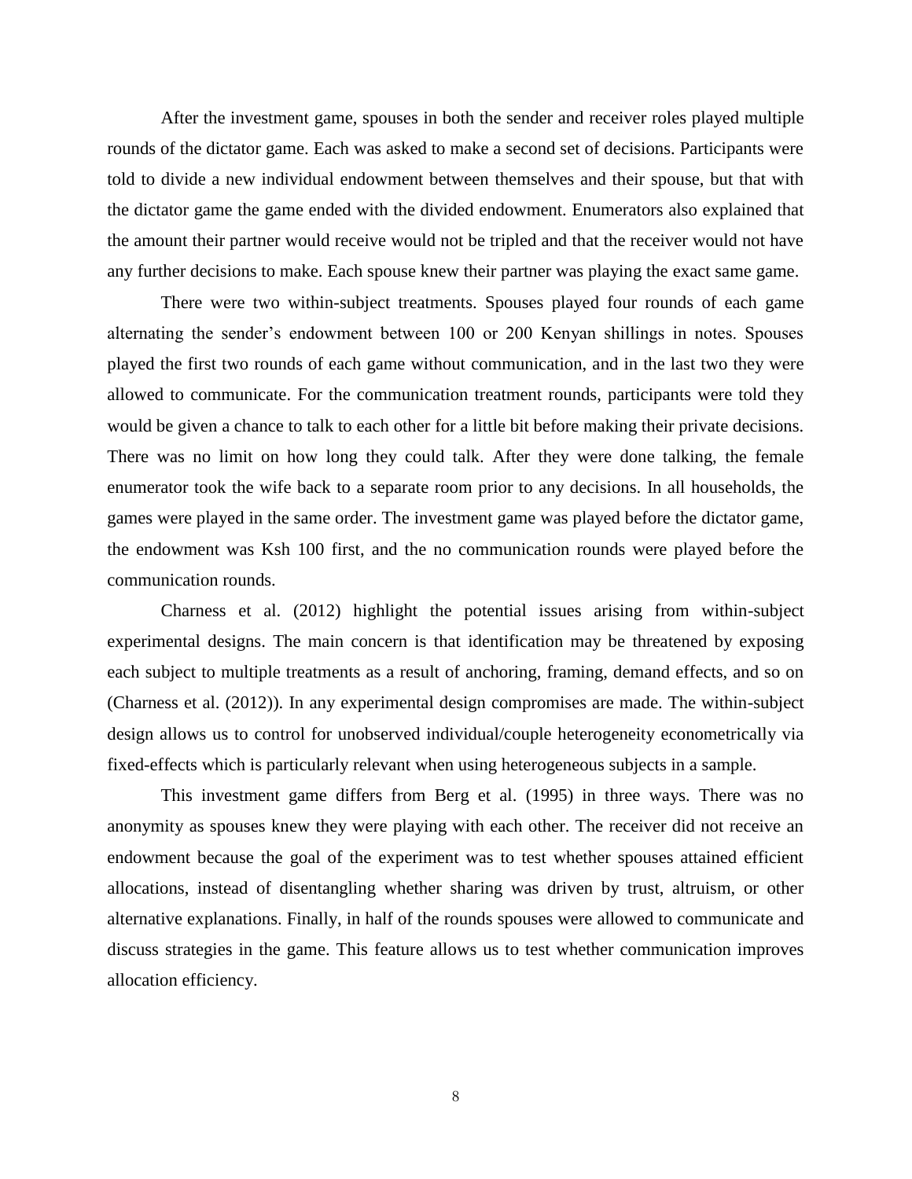After the investment game, spouses in both the sender and receiver roles played multiple rounds of the dictator game. Each was asked to make a second set of decisions. Participants were told to divide a new individual endowment between themselves and their spouse, but that with the dictator game the game ended with the divided endowment. Enumerators also explained that the amount their partner would receive would not be tripled and that the receiver would not have any further decisions to make. Each spouse knew their partner was playing the exact same game.

There were two within-subject treatments. Spouses played four rounds of each game alternating the sender's endowment between 100 or 200 Kenyan shillings in notes. Spouses played the first two rounds of each game without communication, and in the last two they were allowed to communicate. For the communication treatment rounds, participants were told they would be given a chance to talk to each other for a little bit before making their private decisions. There was no limit on how long they could talk. After they were done talking, the female enumerator took the wife back to a separate room prior to any decisions. In all households, the games were played in the same order. The investment game was played before the dictator game, the endowment was Ksh 100 first, and the no communication rounds were played before the communication rounds.

Charness et al. (2012) highlight the potential issues arising from within-subject experimental designs. The main concern is that identification may be threatened by exposing each subject to multiple treatments as a result of anchoring, framing, demand effects, and so on (Charness et al. (2012)). In any experimental design compromises are made. The within-subject design allows us to control for unobserved individual/couple heterogeneity econometrically via fixed-effects which is particularly relevant when using heterogeneous subjects in a sample.

This investment game differs from Berg et al. (1995) in three ways. There was no anonymity as spouses knew they were playing with each other. The receiver did not receive an endowment because the goal of the experiment was to test whether spouses attained efficient allocations, instead of disentangling whether sharing was driven by trust, altruism, or other alternative explanations. Finally, in half of the rounds spouses were allowed to communicate and discuss strategies in the game. This feature allows us to test whether communication improves allocation efficiency.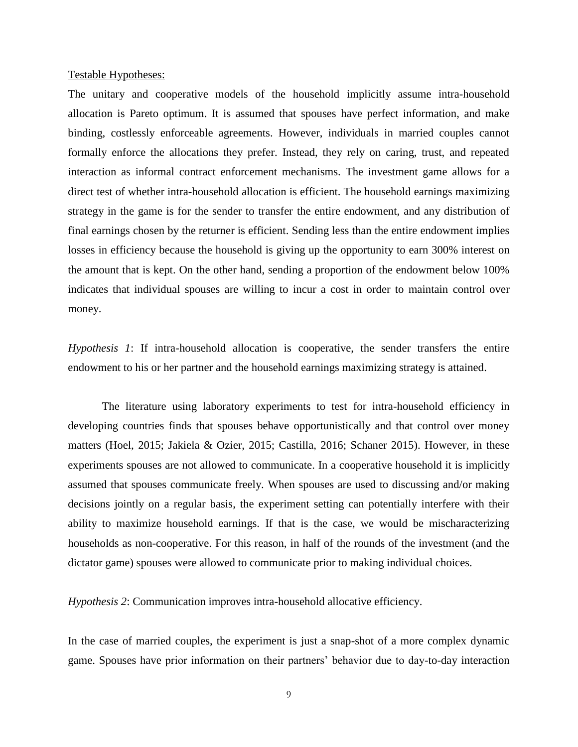Testable Hypotheses:

The unitary and cooperative models of the household implicitly assume intra-household allocation is Pareto optimum. It is assumed that spouses have perfect information, and make binding, costlessly enforceable agreements. However, individuals in married couples cannot formally enforce the allocations they prefer. Instead, they rely on caring, trust, and repeated interaction as informal contract enforcement mechanisms. The investment game allows for a direct test of whether intra-household allocation is efficient. The household earnings maximizing strategy in the game is for the sender to transfer the entire endowment, and any distribution of final earnings chosen by the returner is efficient. Sending less than the entire endowment implies losses in efficiency because the household is giving up the opportunity to earn 300% interest on the amount that is kept. On the other hand, sending a proportion of the endowment below 100% indicates that individual spouses are willing to incur a cost in order to maintain control over money.

*Hypothesis 1*: If intra-household allocation is cooperative, the sender transfers the entire endowment to his or her partner and the household earnings maximizing strategy is attained.

The literature using laboratory experiments to test for intra-household efficiency in developing countries finds that spouses behave opportunistically and that control over money matters (Hoel, 2015; Jakiela & Ozier, 2015; Castilla, 2016; Schaner 2015). However, in these experiments spouses are not allowed to communicate. In a cooperative household it is implicitly assumed that spouses communicate freely. When spouses are used to discussing and/or making decisions jointly on a regular basis, the experiment setting can potentially interfere with their ability to maximize household earnings. If that is the case, we would be mischaracterizing households as non-cooperative. For this reason, in half of the rounds of the investment (and the dictator game) spouses were allowed to communicate prior to making individual choices.

*Hypothesis 2*: Communication improves intra-household allocative efficiency.

In the case of married couples, the experiment is just a snap-shot of a more complex dynamic game. Spouses have prior information on their partners' behavior due to day-to-day interaction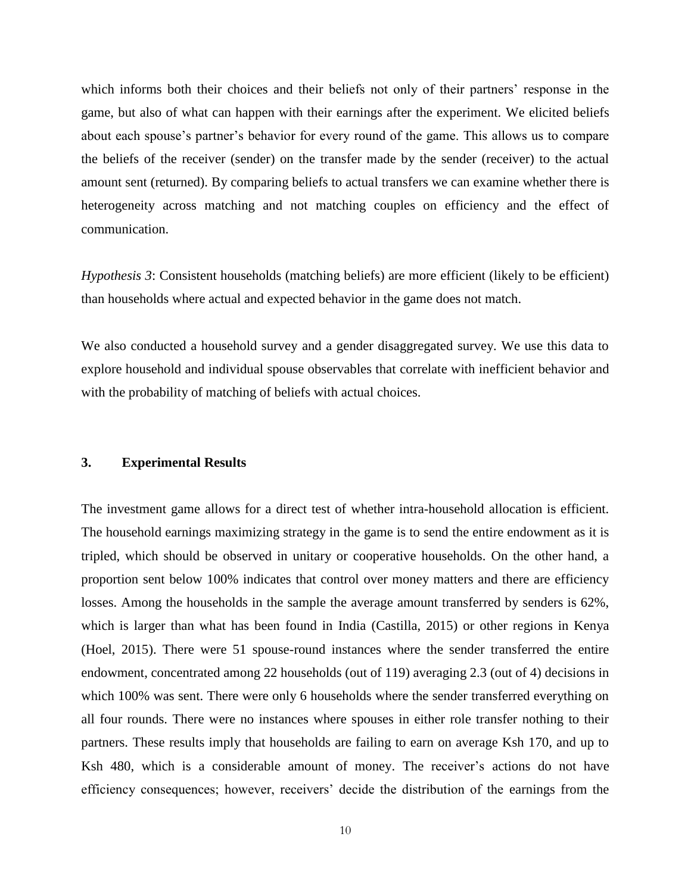which informs both their choices and their beliefs not only of their partners' response in the game, but also of what can happen with their earnings after the experiment. We elicited beliefs about each spouse's partner's behavior for every round of the game. This allows us to compare the beliefs of the receiver (sender) on the transfer made by the sender (receiver) to the actual amount sent (returned). By comparing beliefs to actual transfers we can examine whether there is heterogeneity across matching and not matching couples on efficiency and the effect of communication.

*Hypothesis 3*: Consistent households (matching beliefs) are more efficient (likely to be efficient) than households where actual and expected behavior in the game does not match.

We also conducted a household survey and a gender disaggregated survey. We use this data to explore household and individual spouse observables that correlate with inefficient behavior and with the probability of matching of beliefs with actual choices.

## 3. Experimental Results

The investment game allows for a direct test of whether intra-household allocation is efficient. The household earnings maximizing strategy in the game is to send the entire endowment as it is tripled, which should be observed in unitary or cooperative households. On the other hand, a proportion sent below 100% indicates that control over money matters and there are efficiency losses. Among the households in the sample the average amount transferred by senders is 62%, which is larger than what has been found in India (Castilla, 2015) or other regions in Kenya (Hoel, 2015). There were 51 spouse-round instances where the sender transferred the entire endowment, concentrated among 22 households (out of 119) averaging 2.3 (out of 4) decisions in which 100% was sent. There were only 6 households where the sender transferred everything on all four rounds. There were no instances where spouses in either role transfer nothing to their partners. These results imply that households are failing to earn on average Ksh 170, and up to Ksh 480, which is a considerable amount of money. The receiver's actions do not have efficiency consequences; however, receivers' decide the distribution of the earnings from the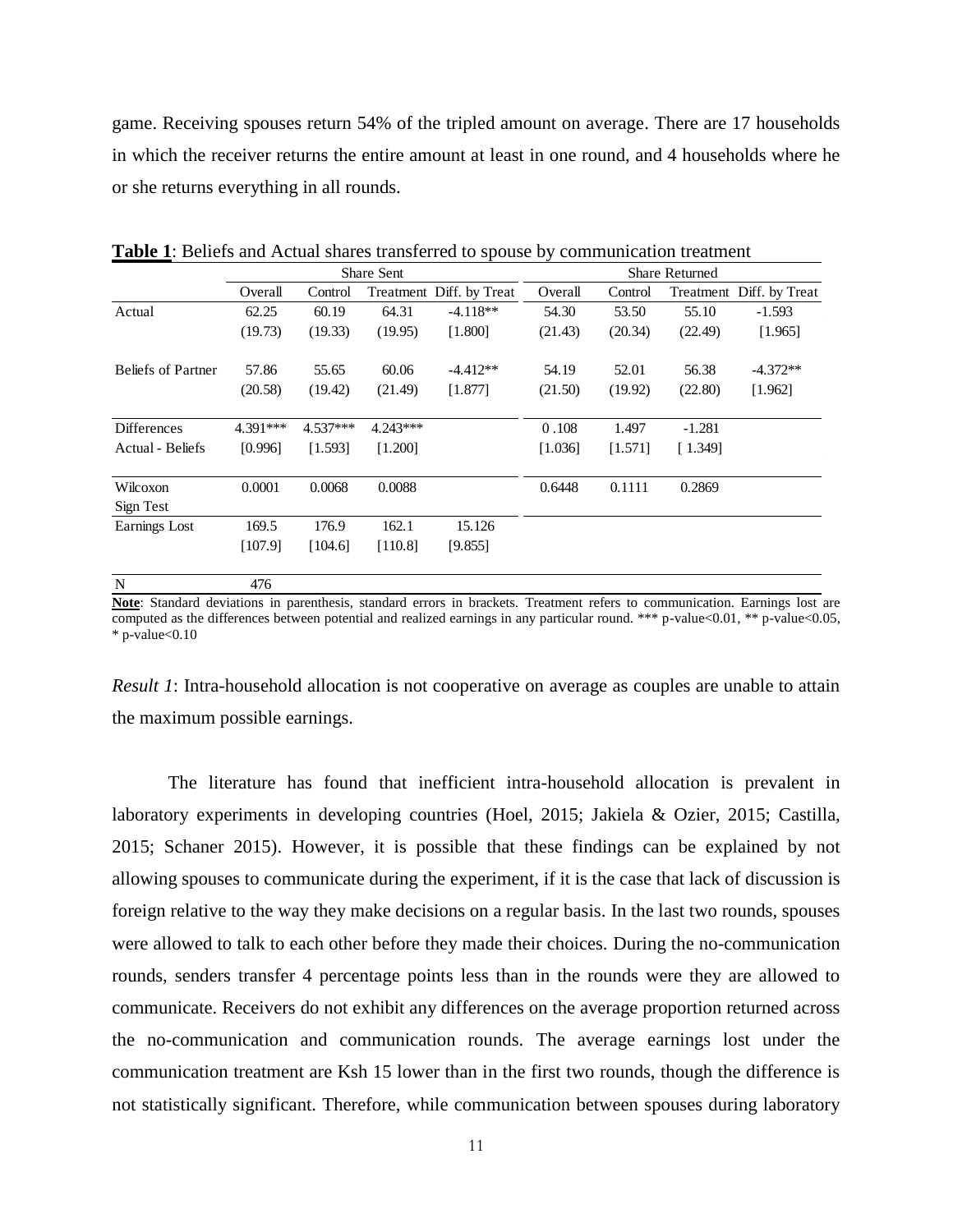game. Receiving spouses return 54% of the tripled amount on average. There are 17 households in which the receiver returns the entire amount at least in one round, and 4 households where he or she returns everything in all rounds.

**Table 1**: Beliefs and Actual shares transferred to spouse by communication treatment

| | Share Sent | | | | Share Returned | | | |
|---|---|---|---|---|---|---|---|---|
| | Overall | Control | Treatment | Diff. by Treat | Overall | Control | Treatment | Diff. by Treat |
| Actual | 62.25 | 60.19 | 64.31 | -4.118** | 54.30 | 53.50 | 55.10 | -1.593 |
| | (19.73) | (19.33) | (19.95) | [1.800] | (21.43) | (20.34) | (22.49) | [1.965] |
| Beliefs of Partner | 57.86 | 55.65 | 60.06 | -4.412** | 54.19 | 52.01 | 56.38 | -4.372** |
| | (20.58) | (19.42) | (21.49) | [1.877] | (21.50) | (19.92) | (22.80) | [1.962] |
| Differences | 4.391*** | 4.537*** | 4.243*** | | 0 .108 | 1.497 | -1.281 | |
| Actual - Beliefs | [0.996] | [1.593] | [1.200] | | [1.036] | [1.571] | [ 1.349] | |
| Wilcoxon Sign Test | 0.0001 | 0.0068 | 0.0088 | | 0.6448 | 0.1111 | 0.2869 | |
| Earnings Lost | 169.5 | 176.9 | 162.1 | 15.126 | | | | |
| | [107.9] | [104.6] | [110.8] | [9.855] | | | | |
| N | 476 | | | | | | | |

**Note**: Standard deviations in parenthesis, standard errors in brackets. Treatment refers to communication. Earnings lost are computed as the differences between potential and realized earnings in any particular round. *** p-value<0.01, ** p-value<0.05, * p-value<0.10

*Result 1*: Intra-household allocation is not cooperative on average as couples are unable to attain the maximum possible earnings.

The literature has found that inefficient intra-household allocation is prevalent in laboratory experiments in developing countries (Hoel, 2015; Jakiela & Ozier, 2015; Castilla, 2015; Schaner 2015). However, it is possible that these findings can be explained by not allowing spouses to communicate during the experiment, if it is the case that lack of discussion is foreign relative to the way they make decisions on a regular basis. In the last two rounds, spouses were allowed to talk to each other before they made their choices. During the no-communication rounds, senders transfer 4 percentage points less than in the rounds were they are allowed to communicate. Receivers do not exhibit any differences on the average proportion returned across the no-communication and communication rounds. The average earnings lost under the communication treatment are Ksh 15 lower than in the first two rounds, though the difference is not statistically significant. Therefore, while communication between spouses during laboratory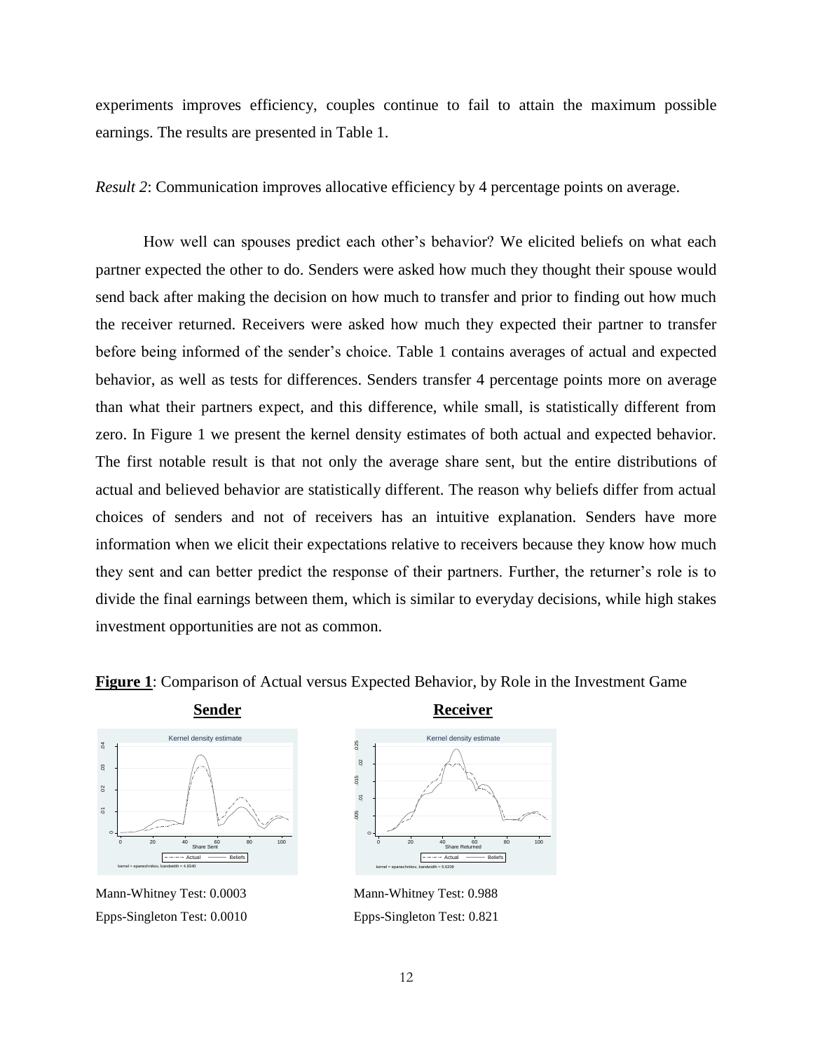experiments improves efficiency, couples continue to fail to attain the maximum possible earnings. The results are presented in Table 1.

*Result 2*: Communication improves allocative efficiency by 4 percentage points on average.

How well can spouses predict each other's behavior? We elicited beliefs on what each partner expected the other to do. Senders were asked how much they thought their spouse would send back after making the decision on how much to transfer and prior to finding out how much the receiver returned. Receivers were asked how much they expected their partner to transfer before being informed of the sender's choice. Table 1 contains averages of actual and expected behavior, as well as tests for differences. Senders transfer 4 percentage points more on average than what their partners expect, and this difference, while small, is statistically different from zero. In Figure 1 we present the kernel density estimates of both actual and expected behavior. The first notable result is that not only the average share sent, but the entire distributions of actual and believed behavior are statistically different. The reason why beliefs differ from actual choices of senders and not of receivers has an intuitive explanation. Senders have more information when we elicit their expectations relative to receivers because they know how much they sent and can better predict the response of their partners. Further, the returner's role is to divide the final earnings between them, which is similar to everyday decisions, while high stakes investment opportunities are not as common.

**Figure 1**: Comparison of Actual versus Expected Behavior, by Role in the Investment Game

**Sender**

Mann-Whitney Test: 0.0003

Epps-Singleton Test: 0.0010

**Receiver**

Mann-Whitney Test: 0.988

Epps-Singleton Test: 0.821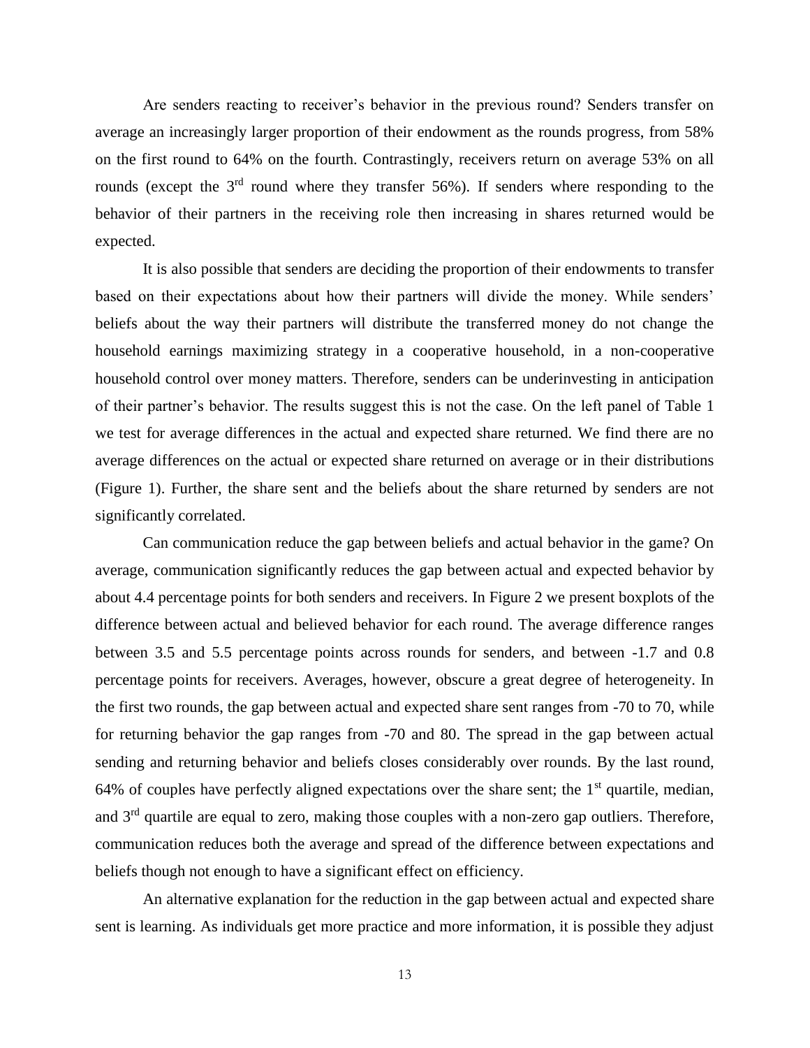Are senders reacting to receiver's behavior in the previous round? Senders transfer on average an increasingly larger proportion of their endowment as the rounds progress, from 58% on the first round to 64% on the fourth. Contrastingly, receivers return on average 53% on all rounds (except the 3rd round where they transfer 56%). If senders where responding to the behavior of their partners in the receiving role then increasing in shares returned would be expected.

It is also possible that senders are deciding the proportion of their endowments to transfer based on their expectations about how their partners will divide the money. While senders' beliefs about the way their partners will distribute the transferred money do not change the household earnings maximizing strategy in a cooperative household, in a non-cooperative household control over money matters. Therefore, senders can be underinvesting in anticipation of their partner's behavior. The results suggest this is not the case. On the left panel of Table 1 we test for average differences in the actual and expected share returned. We find there are no average differences on the actual or expected share returned on average or in their distributions (Figure 1). Further, the share sent and the beliefs about the share returned by senders are not significantly correlated.

Can communication reduce the gap between beliefs and actual behavior in the game? On average, communication significantly reduces the gap between actual and expected behavior by about 4.4 percentage points for both senders and receivers. In Figure 2 we present boxplots of the difference between actual and believed behavior for each round. The average difference ranges between 3.5 and 5.5 percentage points across rounds for senders, and between -1.7 and 0.8 percentage points for receivers. Averages, however, obscure a great degree of heterogeneity. In the first two rounds, the gap between actual and expected share sent ranges from -70 to 70, while for returning behavior the gap ranges from -70 and 80. The spread in the gap between actual sending and returning behavior and beliefs closes considerably over rounds. By the last round, 64% of couples have perfectly aligned expectations over the share sent; the 1st quartile, median, and 3rd quartile are equal to zero, making those couples with a non-zero gap outliers. Therefore, communication reduces both the average and spread of the difference between expectations and beliefs though not enough to have a significant effect on efficiency.

An alternative explanation for the reduction in the gap between actual and expected share sent is learning. As individuals get more practice and more information, it is possible they adjust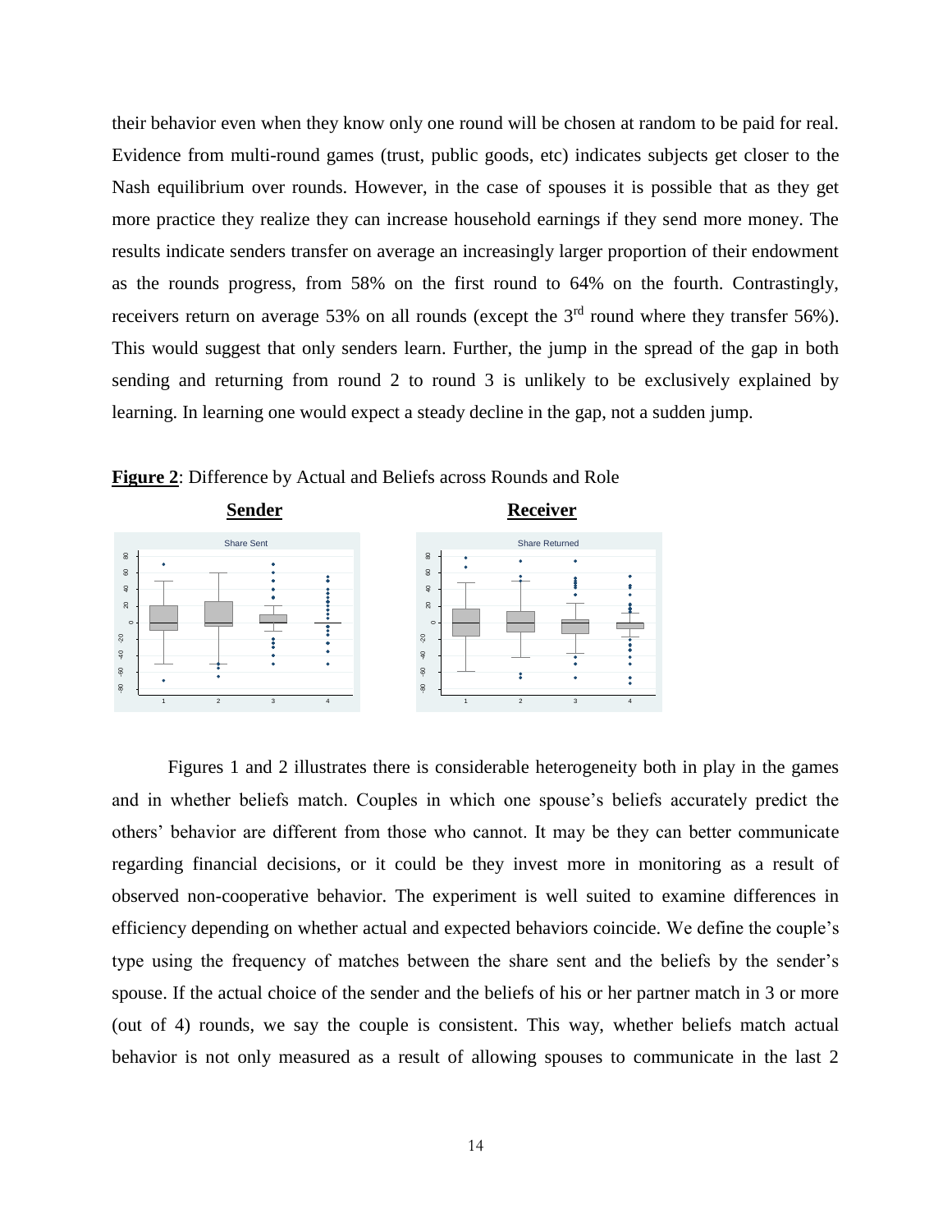their behavior even when they know only one round will be chosen at random to be paid for real. Evidence from multi-round games (trust, public goods, etc) indicates subjects get closer to the Nash equilibrium over rounds. However, in the case of spouses it is possible that as they get more practice they realize they can increase household earnings if they send more money. The results indicate senders transfer on average an increasingly larger proportion of their endowment as the rounds progress, from 58% on the first round to 64% on the fourth. Contrastingly, receivers return on average 53% on all rounds (except the 3rd round where they transfer 56%). This would suggest that only senders learn. Further, the jump in the spread of the gap in both sending and returning from round 2 to round 3 is unlikely to be exclusively explained by learning. In learning one would expect a steady decline in the gap, not a sudden jump.

**Figure 2**: Difference by Actual and Beliefs across Rounds and Role

Figures 1 and 2 illustrates there is considerable heterogeneity both in play in the games and in whether beliefs match. Couples in which one spouse's beliefs accurately predict the others' behavior are different from those who cannot. It may be they can better communicate regarding financial decisions, or it could be they invest more in monitoring as a result of observed non-cooperative behavior. The experiment is well suited to examine differences in efficiency depending on whether actual and expected behaviors coincide. We define the couple's type using the frequency of matches between the share sent and the beliefs by the sender's spouse. If the actual choice of the sender and the beliefs of his or her partner match in 3 or more (out of 4) rounds, we say the couple is consistent. This way, whether beliefs match actual behavior is not only measured as a result of allowing spouses to communicate in the last 2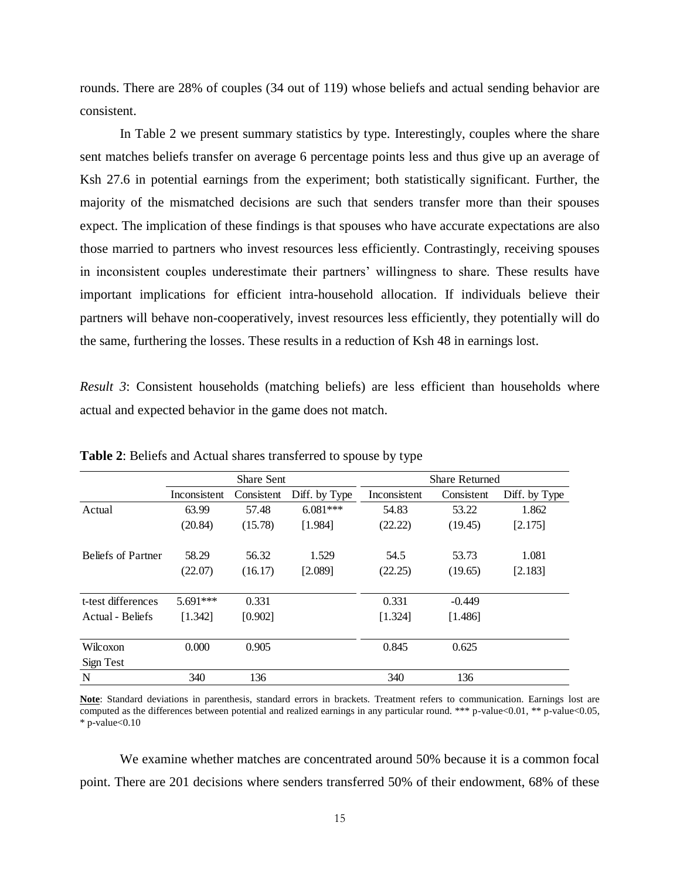rounds. There are 28% of couples (34 out of 119) whose beliefs and actual sending behavior are consistent.

In Table 2 we present summary statistics by type. Interestingly, couples where the share sent matches beliefs transfer on average 6 percentage points less and thus give up an average of Ksh 27.6 in potential earnings from the experiment; both statistically significant. Further, the majority of the mismatched decisions are such that senders transfer more than their spouses expect. The implication of these findings is that spouses who have accurate expectations are also those married to partners who invest resources less efficiently. Contrastingly, receiving spouses in inconsistent couples underestimate their partners' willingness to share. These results have important implications for efficient intra-household allocation. If individuals believe their partners will behave non-cooperatively, invest resources less efficiently, they potentially will do the same, furthering the losses. These results in a reduction of Ksh 48 in earnings lost.

*Result 3*: Consistent households (matching beliefs) are less efficient than households where actual and expected behavior in the game does not match.

**Table 2**: Beliefs and Actual shares transferred to spouse by type

| | Share Sent | | | Share Returned | | |
|---|---|---|---|---|---|---|
| | Inconsistent | Consistent | Diff. by Type | Inconsistent | Consistent | Diff. by Type |
| Actual | 63.99 | 57.48 | 6.081*** | 54.83 | 53.22 | 1.862 |
| | (20.84) | (15.78) | [1.984] | (22.22) | (19.45) | [2.175] |
| Beliefs of Partner | 58.29 | 56.32 | 1.529 | 54.5 | 53.73 | 1.081 |
| | (22.07) | (16.17) | [2.089] | (22.25) | (19.65) | [2.183] |
| t-test differences | 5.691*** | 0.331 | | 0.331 | -0.449 | |
| Actual - Beliefs | [1.342] | [0.902] | | [1.324] | [1.486] | |
| Wilcoxon Sign Test | 0.000 | 0.905 | | 0.845 | 0.625 | |
| N | 340 | 136 | | 340 | 136 | |

**Note**: Standard deviations in parenthesis, standard errors in brackets. Treatment refers to communication. Earnings lost are computed as the differences between potential and realized earnings in any particular round. *** p-value<0.01, ** p-value<0.05, * p-value<0.10

We examine whether matches are concentrated around 50% because it is a common focal point. There are 201 decisions where senders transferred 50% of their endowment, 68% of these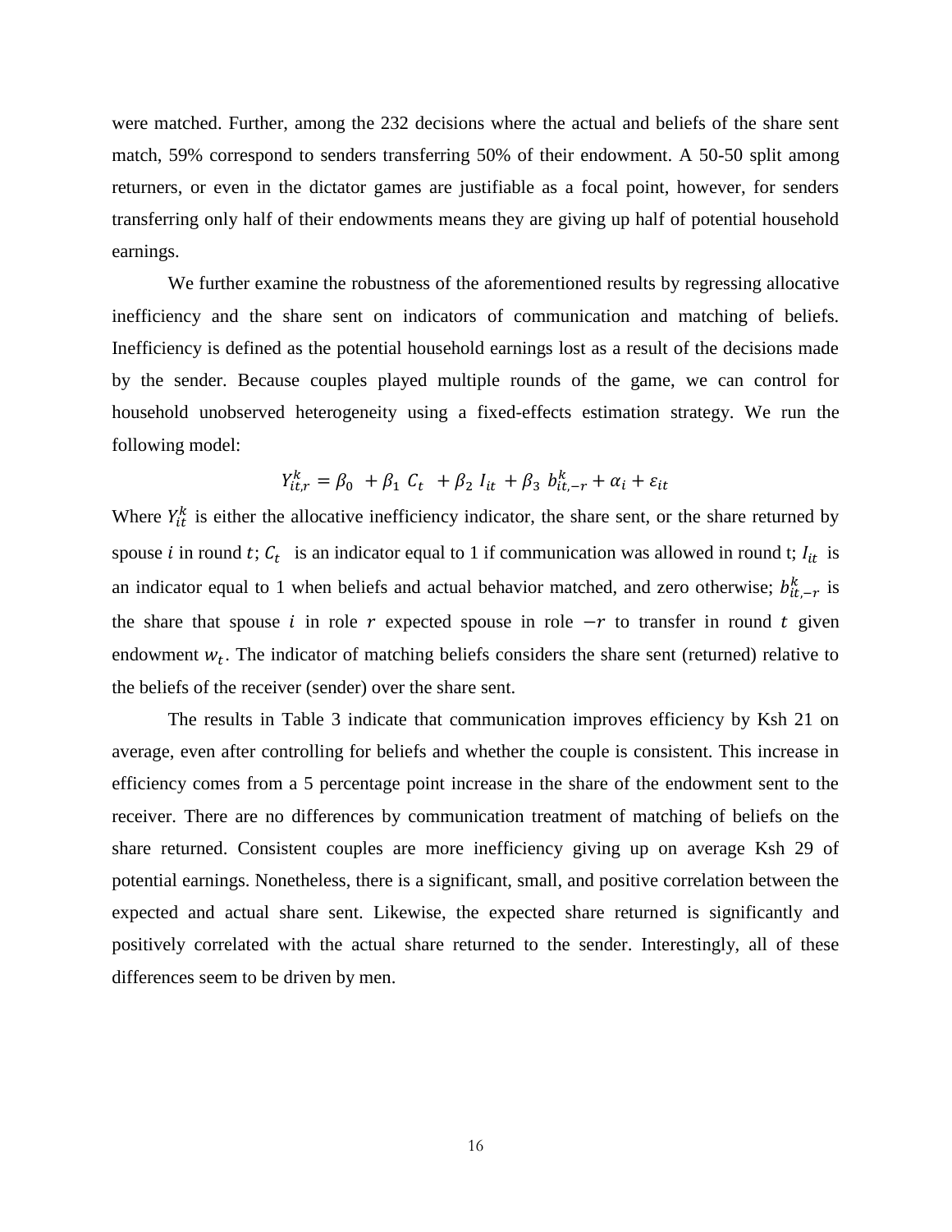were matched. Further, among the 232 decisions where the actual and beliefs of the share sent match, 59% correspond to senders transferring 50% of their endowment. A 50-50 split among returners, or even in the dictator games are justifiable as a focal point, however, for senders transferring only half of their endowments means they are giving up half of potential household earnings.

We further examine the robustness of the aforementioned results by regressing allocative inefficiency and the share sent on indicators of communication and matching of beliefs. Inefficiency is defined as the potential household earnings lost as a result of the decisions made by the sender. Because couples played multiple rounds of the game, we can control for household unobserved heterogeneity using a fixed-effects estimation strategy. We run the following model:

$$Y_{it,r}^{k} = \beta_0 + \beta_1 C_t + \beta_2 I_{it} + \beta_3 b_{it,-r}^{k} + \alpha_i + \varepsilon_{it}$$

Where $Y_{it}^{k}$ is either the allocative inefficiency indicator, the share sent, or the share returned by spouse $i$ in round $t$; $C_t$ is an indicator equal to 1 if communication was allowed in round t; $I_{it}$ is an indicator equal to 1 when beliefs and actual behavior matched, and zero otherwise; $b_{it,-r}^{k}$ is the share that spouse $i$ in role $r$ expected spouse in role $-r$ to transfer in round $t$ given endowment $w_t$. The indicator of matching beliefs considers the share sent (returned) relative to the beliefs of the receiver (sender) over the share sent.

The results in Table 3 indicate that communication improves efficiency by Ksh 21 on average, even after controlling for beliefs and whether the couple is consistent. This increase in efficiency comes from a 5 percentage point increase in the share of the endowment sent to the receiver. There are no differences by communication treatment of matching of beliefs on the share returned. Consistent couples are more inefficiency giving up on average Ksh 29 of potential earnings. Nonetheless, there is a significant, small, and positive correlation between the expected and actual share sent. Likewise, the expected share returned is significantly and positively correlated with the actual share returned to the sender. Interestingly, all of these differences seem to be driven by men.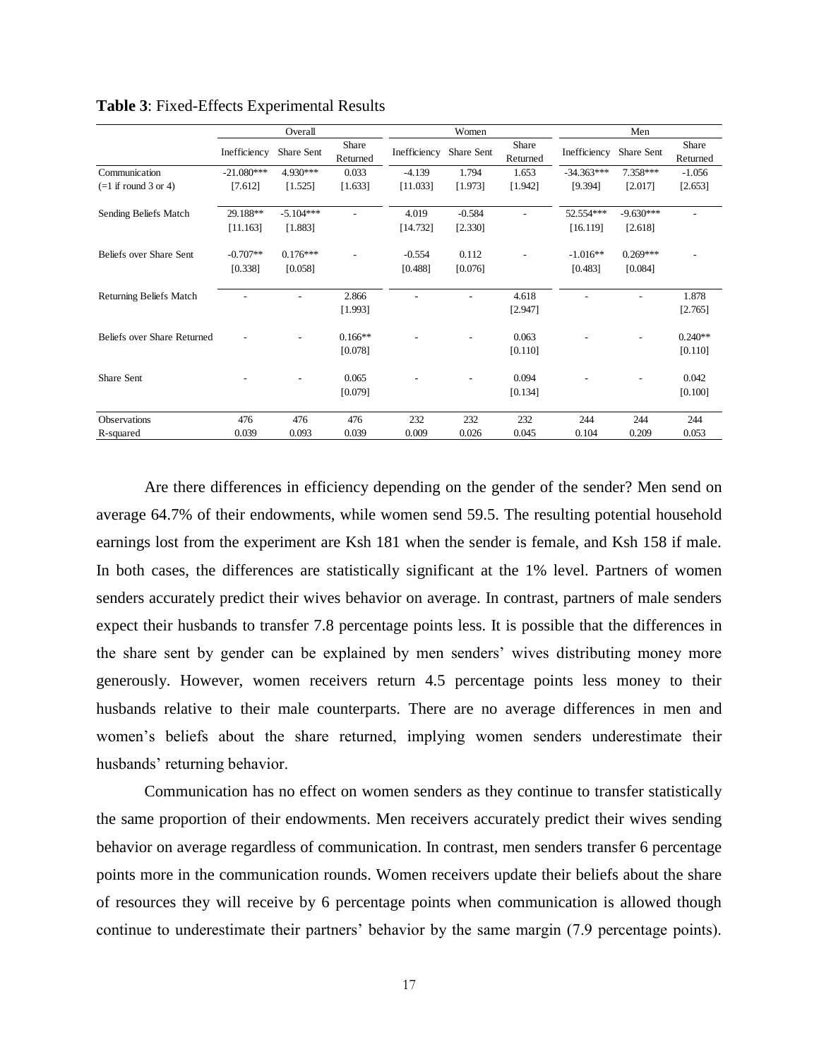**Table 3**: Fixed-Effects Experimental Results

| | Overall | | | Women | | | Men | | |
|---|---|---|---|---|---|---|---|---|---|
| | Inefficiency | Share Sent | Share Returned | Inefficiency | Share Sent | Share Returned | Inefficiency | Share Sent | Share Returned |
| Communication | -21.080*** | 4.930*** | 0.033 | -4.139 | 1.794 | 1.653 | -34.363*** | 7.358*** | -1.056 |
| (=1 if round 3 or 4) | [7.612] | [1.525] | [1.633] | [11.033] | [1.973] | [1.942] | [9.394] | [2.017] | [2.653] |
| Sending Beliefs Match | 29.188** | -5.104*** | - | 4.019 | -0.584 | - | 52.554*** | -9.630*** | - |
| | [11.163] | [1.883] | | [14.732] | [2.330] | | [16.119] | [2.618] | |
| Beliefs over Share Sent | -0.707** | 0.176*** | - | -0.554 | 0.112 | - | -1.016** | 0.269*** | - |
| | [0.338] | [0.058] | | [0.488] | [0.076] | | [0.483] | [0.084] | |
| Returning Beliefs Match | - | - | 2.866 | - | - | 4.618 | - | - | 1.878 |
| | | | [1.993] | | | [2.947] | | | [2.765] |
| Beliefs over Share Returned | - | - | 0.166** | - | - | 0.063 | - | - | 0.240** |
| | | | [0.078] | | | [0.110] | | | [0.110] |
| Share Sent | - | - | 0.065 | - | - | 0.094 | - | - | 0.042 |
| | | | [0.079] | | | [0.134] | | | [0.100] |
| Observations | 476 | 476 | 476 | 232 | 232 | 232 | 244 | 244 | 244 |
| R-squared | 0.039 | 0.093 | 0.039 | 0.009 | 0.026 | 0.045 | 0.104 | 0.209 | 0.053 |

Are there differences in efficiency depending on the gender of the sender? Men send on average 64.7% of their endowments, while women send 59.5. The resulting potential household earnings lost from the experiment are Ksh 181 when the sender is female, and Ksh 158 if male. In both cases, the differences are statistically significant at the 1% level. Partners of women senders accurately predict their wives behavior on average. In contrast, partners of male senders expect their husbands to transfer 7.8 percentage points less. It is possible that the differences in the share sent by gender can be explained by men senders' wives distributing money more generously. However, women receivers return 4.5 percentage points less money to their husbands relative to their male counterparts. There are no average differences in men and women's beliefs about the share returned, implying women senders underestimate their husbands' returning behavior.

Communication has no effect on women senders as they continue to transfer statistically the same proportion of their endowments. Men receivers accurately predict their wives sending behavior on average regardless of communication. In contrast, men senders transfer 6 percentage points more in the communication rounds. Women receivers update their beliefs about the share of resources they will receive by 6 percentage points when communication is allowed though continue to underestimate their partners' behavior by the same margin (7.9 percentage points).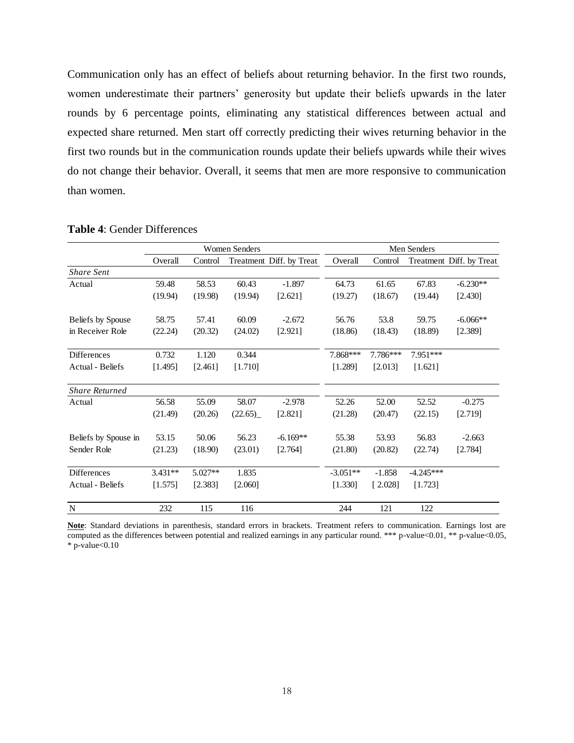Communication only has an effect of beliefs about returning behavior. In the first two rounds, women underestimate their partners' generosity but update their beliefs upwards in the later rounds by 6 percentage points, eliminating any statistical differences between actual and expected share returned. Men start off correctly predicting their wives returning behavior in the first two rounds but in the communication rounds update their beliefs upwards while their wives do not change their behavior. Overall, it seems that men are more responsive to communication than women.

**Table 4**: Gender Differences

| | Women Senders | | | | Men Senders | | | |
|---|---|---|---|---|---|---|---|---|
| | Overall | Control | Treatment | Diff. by Treat | Overall | Control | Treatment | Diff. by Treat |
| *Share Sent* | | | | | | | | |
| Actual | 59.48 | 58.53 | 60.43 | -1.897 | 64.73 | 61.65 | 67.83 | -6.230** |
| | (19.94) | (19.98) | (19.94) | [2.621] | (19.27) | (18.67) | (19.44) | [2.430] |
| Beliefs by Spouse in Receiver Role | 58.75 | 57.41 | 60.09 | -2.672 | 56.76 | 53.8 | 59.75 | -6.066** |
| | (22.24) | (20.32) | (24.02) | [2.921] | (18.86) | (18.43) | (18.89) | [2.389] |
| Differences Actual - Beliefs | 0.732 | 1.120 | 0.344 | | 7.868*** | 7.786*** | 7.951*** | |
| | [1.495] | [2.461] | [1.710] | | [1.289] | [2.013] | [1.621] | |
| *Share Returned* | | | | | | | | |
| Actual | 56.58 | 55.09 | 58.07 | -2.978 | 52.26 | 52.00 | 52.52 | -0.275 |
| | (21.49) | (20.26) | (22.65)_ | [2.821] | (21.28) | (20.47) | (22.15) | [2.719] |
| Beliefs by Spouse in Sender Role | 53.15 | 50.06 | 56.23 | -6.169** | 55.38 | 53.93 | 56.83 | -2.663 |
| | (21.23) | (18.90) | (23.01) | [2.764] | (21.80) | (20.82) | (22.74) | [2.784] |
| Differences Actual - Beliefs | 3.431** | 5.027** | 1.835 | | -3.051** | -1.858 | -4.245*** | |
| | [1.575] | [2.383] | [2.060] | | [1.330] | [ 2.028] | [1.723] | |
| N | 232 | 115 | 116 | | 244 | 121 | 122 | |

**Note**: Standard deviations in parenthesis, standard errors in brackets. Treatment refers to communication. Earnings lost are computed as the differences between potential and realized earnings in any particular round. *** p-value<0.01, ** p-value<0.05, * p-value<0.10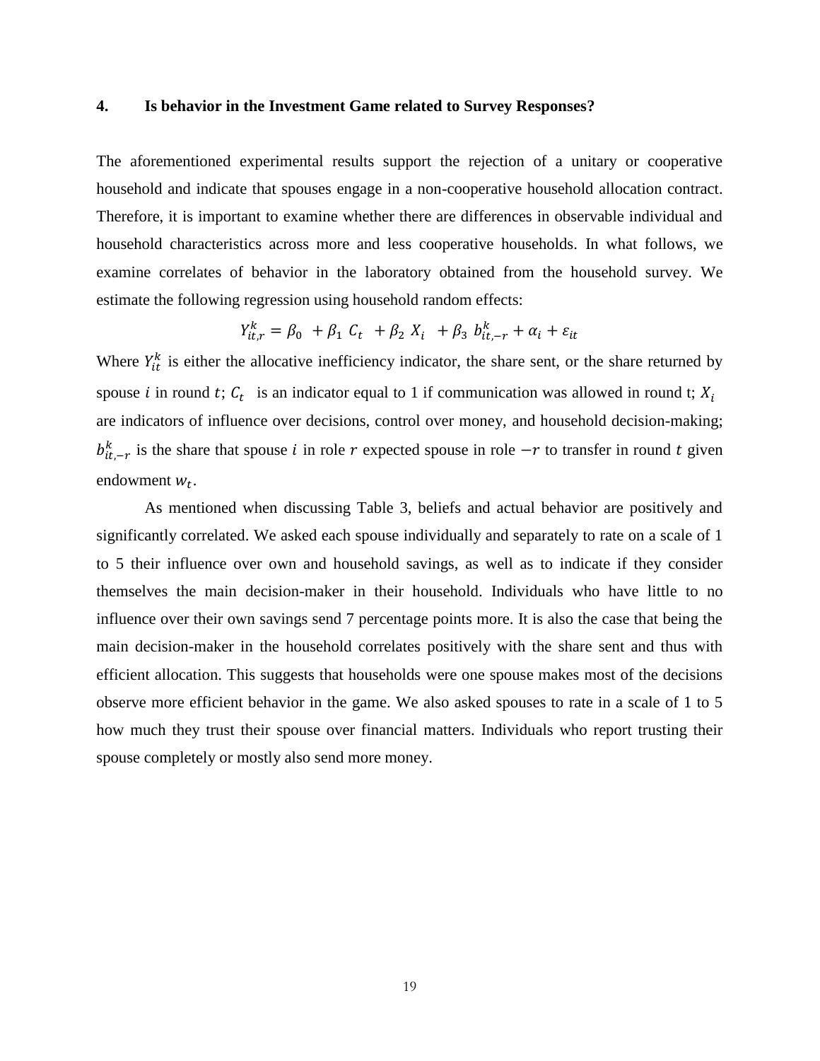## 4. Is behavior in the Investment Game related to Survey Responses?

The aforementioned experimental results support the rejection of a unitary or cooperative household and indicate that spouses engage in a non-cooperative household allocation contract. Therefore, it is important to examine whether there are differences in observable individual and household characteristics across more and less cooperative households. In what follows, we examine correlates of behavior in the laboratory obtained from the household survey. We estimate the following regression using household random effects:

$$Y_{it,r}^{k} = \beta_0 + \beta_1 C_t + \beta_2 X_i + \beta_3 b_{it,-r}^{k} + \alpha_i + \varepsilon_{it}$$

Where $Y_{it}^{k}$ is either the allocative inefficiency indicator, the share sent, or the share returned by spouse $i$ in round $t$; $C_t$ is an indicator equal to 1 if communication was allowed in round t; $X_i$ are indicators of influence over decisions, control over money, and household decision-making; $b_{it,-r}^{k}$ is the share that spouse $i$ in role $r$ expected spouse in role $-r$ to transfer in round $t$ given endowment $w_t$.

As mentioned when discussing Table 3, beliefs and actual behavior are positively and significantly correlated. We asked each spouse individually and separately to rate on a scale of 1 to 5 their influence over own and household savings, as well as to indicate if they consider themselves the main decision-maker in their household. Individuals who have little to no influence over their own savings send 7 percentage points more. It is also the case that being the main decision-maker in the household correlates positively with the share sent and thus with efficient allocation. This suggests that households were one spouse makes most of the decisions observe more efficient behavior in the game. We also asked spouses to rate in a scale of 1 to 5 how much they trust their spouse over financial matters. Individuals who report trusting their spouse completely or mostly also send more money.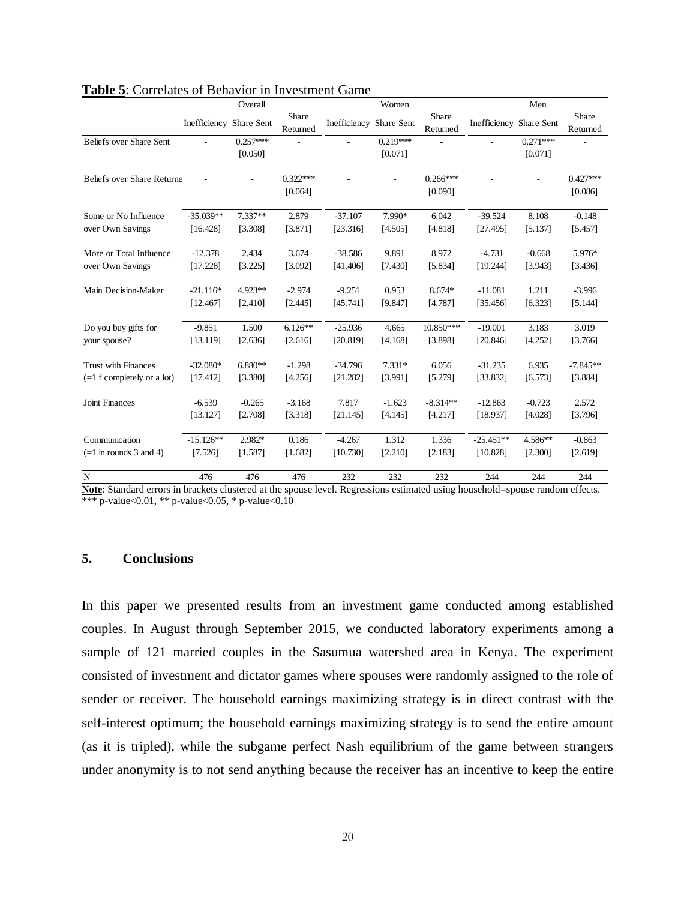**Table 5**: Correlates of Behavior in Investment Game

| | Overall | | | Women | | | Men | | |
|---|---|---|---|---|---|---|---|---|---|
| | Inefficiency | Share Sent | Share Returned | Inefficiency | Share Sent | Share Returned | Inefficiency | Share Sent | Share Returned |
| Beliefs over Share Sent | - | 0.257*** | - | - | 0.219*** | - | - | 0.271*** | - |
| | | [0.050] | | | [0.071] | | | [0.071] | |
| Beliefs over Share Returne | - | - | 0.322*** | - | - | 0.266*** | - | - | 0.427*** |
| | | | [0.064] | | | [0.090] | | | [0.086] |
| Some or No Influence | -35.039** | 7.337** | 2.879 | -37.107 | 7.990* | 6.042 | -39.524 | 8.108 | -0.148 |
| over Own Savings | [16.428] | [3.308] | [3.871] | [23.316] | [4.505] | [4.818] | [27.495] | [5.137] | [5.457] |
| More or Total Influence | -12.378 | 2.434 | 3.674 | -38.586 | 9.891 | 8.972 | -4.731 | -0.668 | 5.976* |
| over Own Savings | [17.228] | [3.225] | [3.092] | [41.406] | [7.430] | [5.834] | [19.244] | [3.943] | [3.436] |
| Main Decision-Maker | -21.116* | 4.923** | -2.974 | -9.251 | 0.953 | 8.674* | -11.081 | 1.211 | -3.996 |
| | [12.467] | [2.410] | [2.445] | [45.741] | [9.847] | [4.787] | [35.456] | [6.323] | [5.144] |
| Do you buy gifts for | -9.851 | 1.500 | 6.126** | -25.936 | 4.665 | 10.850*** | -19.001 | 3.183 | 3.019 |
| your spouse? | [13.119] | [2.636] | [2.616] | [20.819] | [4.168] | [3.898] | [20.846] | [4.252] | [3.766] |
| Trust with Finances | -32.080* | 6.880** | -1.298 | -34.796 | 7.331* | 6.056 | -31.235 | 6.935 | -7.845** |
| (=1 f completely or a lot) | [17.412] | [3.380] | [4.256] | [21.282] | [3.991] | [5.279] | [33.832] | [6.573] | [3.884] |
| Joint Finances | -6.539 | -0.265 | -3.168 | 7.817 | -1.623 | -8.314** | -12.863 | -0.723 | 2.572 |
| | [13.127] | [2.708] | [3.318] | [21.145] | [4.145] | [4.217] | [18.937] | [4.028] | [3.796] |
| Communication | -15.126** | 2.982* | 0.186 | -4.267 | 1.312 | 1.336 | -25.451** | 4.586** | -0.863 |
| (=1 in rounds 3 and 4) | [7.526] | [1.587] | [1.682] | [10.730] | [2.210] | [2.183] | [10.828] | [2.300] | [2.619] |
| N | 476 | 476 | 476 | 232 | 232 | 232 | 244 | 244 | 244 |

**Note**: Standard errors in brackets clustered at the spouse level. Regressions estimated using household=spouse random effects.
*** p-value<0.01, ** p-value<0.05, * p-value<0.10

## 5. Conclusions

In this paper we presented results from an investment game conducted among established couples. In August through September 2015, we conducted laboratory experiments among a sample of 121 married couples in the Sasumua watershed area in Kenya. The experiment consisted of investment and dictator games where spouses were randomly assigned to the role of sender or receiver. The household earnings maximizing strategy is in direct contrast with the self-interest optimum; the household earnings maximizing strategy is to send the entire amount (as it is tripled), while the subgame perfect Nash equilibrium of the game between strangers under anonymity is to not send anything because the receiver has an incentive to keep the entire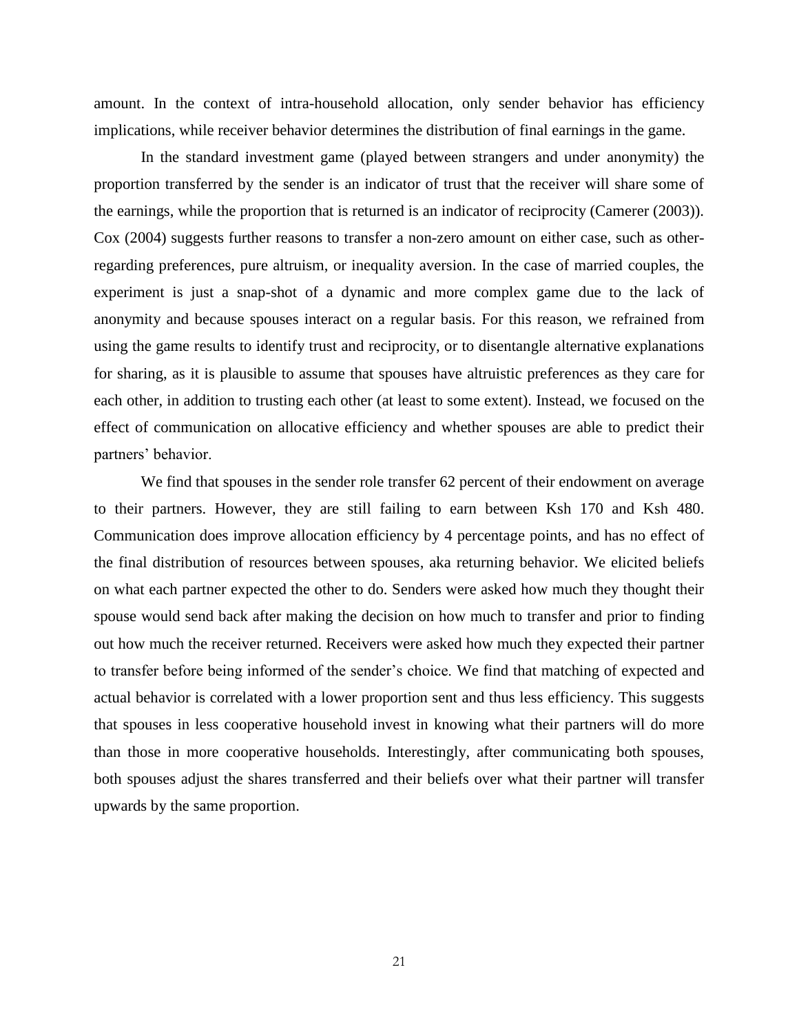amount. In the context of intra-household allocation, only sender behavior has efficiency implications, while receiver behavior determines the distribution of final earnings in the game.

In the standard investment game (played between strangers and under anonymity) the proportion transferred by the sender is an indicator of trust that the receiver will share some of the earnings, while the proportion that is returned is an indicator of reciprocity (Camerer (2003)). Cox (2004) suggests further reasons to transfer a non-zero amount on either case, such as other-regarding preferences, pure altruism, or inequality aversion. In the case of married couples, the experiment is just a snap-shot of a dynamic and more complex game due to the lack of anonymity and because spouses interact on a regular basis. For this reason, we refrained from using the game results to identify trust and reciprocity, or to disentangle alternative explanations for sharing, as it is plausible to assume that spouses have altruistic preferences as they care for each other, in addition to trusting each other (at least to some extent). Instead, we focused on the effect of communication on allocative efficiency and whether spouses are able to predict their partners' behavior.

We find that spouses in the sender role transfer 62 percent of their endowment on average to their partners. However, they are still failing to earn between Ksh 170 and Ksh 480. Communication does improve allocation efficiency by 4 percentage points, and has no effect of the final distribution of resources between spouses, aka returning behavior. We elicited beliefs on what each partner expected the other to do. Senders were asked how much they thought their spouse would send back after making the decision on how much to transfer and prior to finding out how much the receiver returned. Receivers were asked how much they expected their partner to transfer before being informed of the sender's choice. We find that matching of expected and actual behavior is correlated with a lower proportion sent and thus less efficiency. This suggests that spouses in less cooperative household invest in knowing what their partners will do more than those in more cooperative households. Interestingly, after communicating both spouses, both spouses adjust the shares transferred and their beliefs over what their partner will transfer upwards by the same proportion.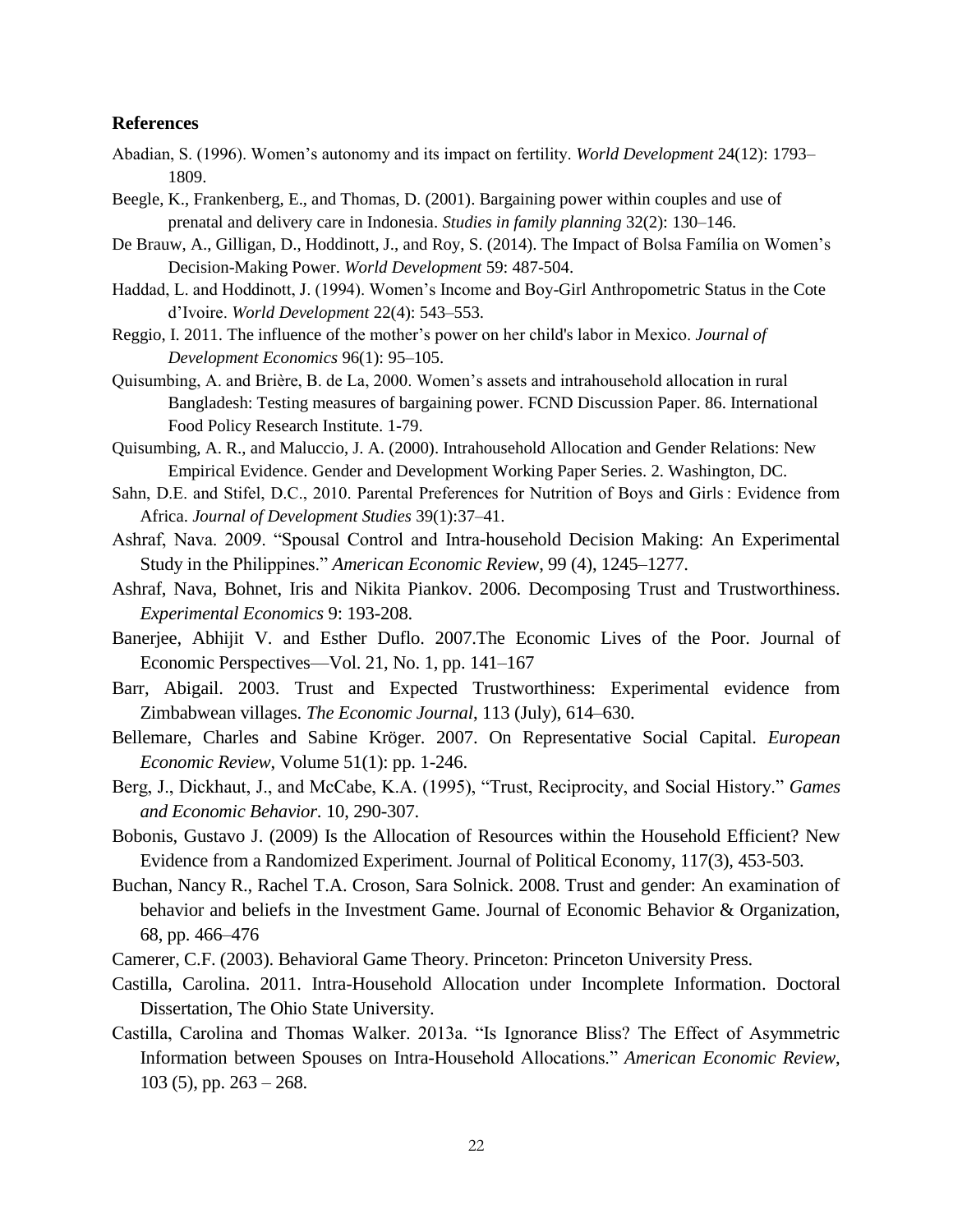## References

Abadian, S. (1996). Women's autonomy and its impact on fertility. *World Development* 24(12): 1793–1809.

Beegle, K., Frankenberg, E., and Thomas, D. (2001). Bargaining power within couples and use of prenatal and delivery care in Indonesia. *Studies in family planning* 32(2): 130–146.

De Brauw, A., Gilligan, D., Hoddinott, J., and Roy, S. (2014). The Impact of Bolsa Família on Women's Decision-Making Power. *World Development* 59: 487-504.

Haddad, L. and Hoddinott, J. (1994). Women's Income and Boy-Girl Anthropometric Status in the Cote d'Ivoire. *World Development* 22(4): 543–553.

Reggio, I. 2011. The influence of the mother's power on her child's labor in Mexico. *Journal of Development Economics* 96(1): 95–105.

Quisumbing, A. and Brière, B. de La, 2000. Women's assets and intrahousehold allocation in rural Bangladesh: Testing measures of bargaining power. FCND Discussion Paper. 86. International Food Policy Research Institute. 1-79.

Quisumbing, A. R., and Maluccio, J. A. (2000). Intrahousehold Allocation and Gender Relations: New Empirical Evidence. Gender and Development Working Paper Series. 2. Washington, DC.

Sahn, D.E. and Stifel, D.C., 2010. Parental Preferences for Nutrition of Boys and Girls : Evidence from Africa. *Journal of Development Studies* 39(1):37–41.

Ashraf, Nava. 2009. "Spousal Control and Intra-household Decision Making: An Experimental Study in the Philippines." *American Economic Review*, 99 (4), 1245–1277.

Ashraf, Nava, Bohnet, Iris and Nikita Piankov. 2006. Decomposing Trust and Trustworthiness. *Experimental Economics* 9: 193-208.

Banerjee, Abhijit V. and Esther Duflo. 2007.The Economic Lives of the Poor. Journal of Economic Perspectives—Vol. 21, No. 1, pp. 141–167

Barr, Abigail. 2003. Trust and Expected Trustworthiness: Experimental evidence from Zimbabwean villages. *The Economic Journal*, 113 (July), 614–630.

Bellemare, Charles and Sabine Kröger. 2007. On Representative Social Capital. *European Economic Review*, Volume 51(1): pp. 1-246.

Berg, J., Dickhaut, J., and McCabe, K.A. (1995), "Trust, Reciprocity, and Social History." *Games and Economic Behavior*. 10, 290-307.

Bobonis, Gustavo J. (2009) Is the Allocation of Resources within the Household Efficient? New Evidence from a Randomized Experiment. Journal of Political Economy, 117(3), 453-503.

Buchan, Nancy R., Rachel T.A. Croson, Sara Solnick. 2008. Trust and gender: An examination of behavior and beliefs in the Investment Game. Journal of Economic Behavior & Organization, 68, pp. 466–476

Camerer, C.F. (2003). Behavioral Game Theory. Princeton: Princeton University Press.

Castilla, Carolina. 2011. Intra-Household Allocation under Incomplete Information. Doctoral Dissertation, The Ohio State University.

Castilla, Carolina and Thomas Walker. 2013a. "Is Ignorance Bliss? The Effect of Asymmetric Information between Spouses on Intra-Household Allocations." *American Economic Review*, 103 (5), pp. 263 – 268.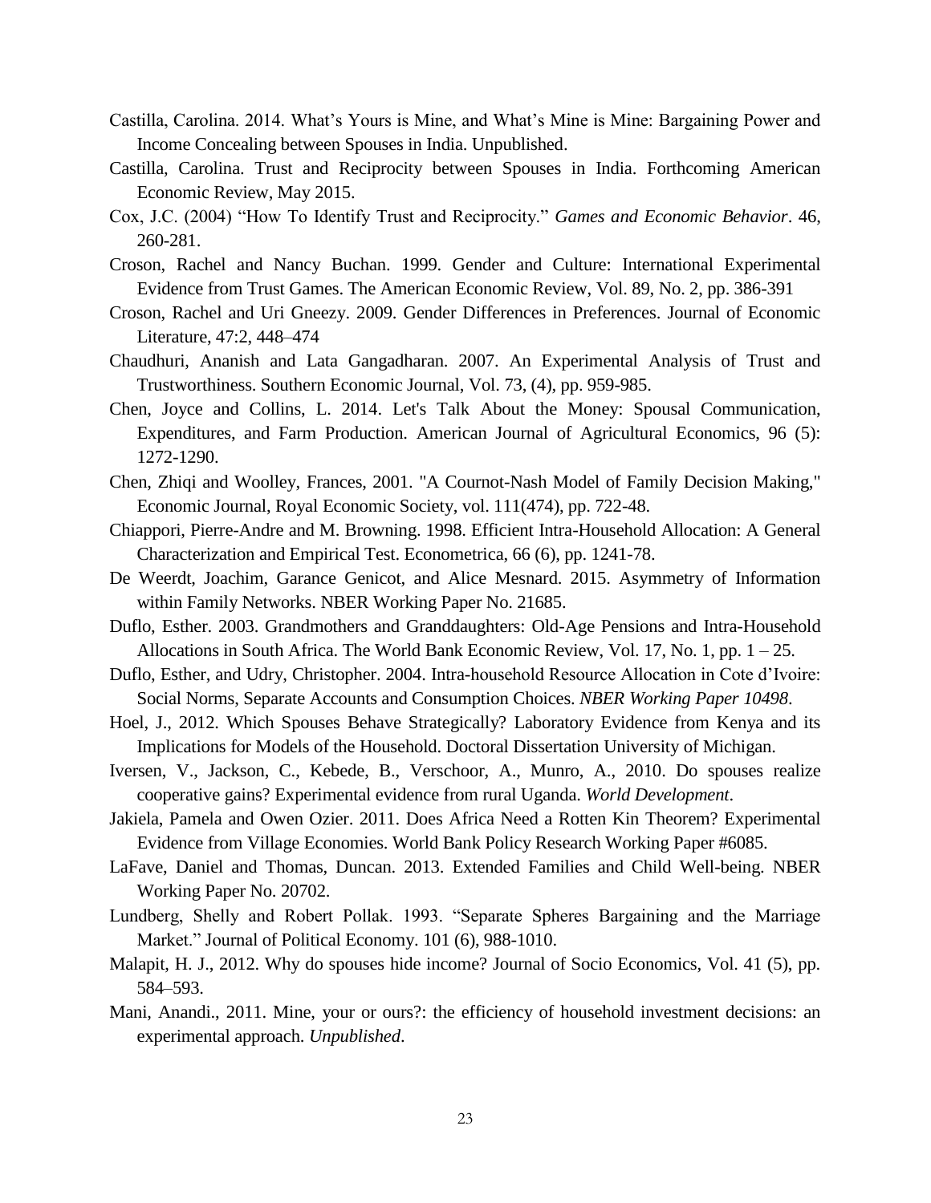Castilla, Carolina. 2014. What's Yours is Mine, and What's Mine is Mine: Bargaining Power and Income Concealing between Spouses in India. Unpublished.

Castilla, Carolina. Trust and Reciprocity between Spouses in India. Forthcoming American Economic Review, May 2015.

Cox, J.C. (2004) "How To Identify Trust and Reciprocity." *Games and Economic Behavior*. 46, 260-281.

Croson, Rachel and Nancy Buchan. 1999. Gender and Culture: International Experimental Evidence from Trust Games. The American Economic Review, Vol. 89, No. 2, pp. 386-391

Croson, Rachel and Uri Gneezy. 2009. Gender Differences in Preferences. Journal of Economic Literature, 47:2, 448–474

Chaudhuri, Ananish and Lata Gangadharan. 2007. An Experimental Analysis of Trust and Trustworthiness. Southern Economic Journal, Vol. 73, (4), pp. 959-985.

Chen, Joyce and Collins, L. 2014. Let's Talk About the Money: Spousal Communication, Expenditures, and Farm Production. American Journal of Agricultural Economics, 96 (5): 1272-1290.

Chen, Zhiqi and Woolley, Frances, 2001. "A Cournot-Nash Model of Family Decision Making," Economic Journal, Royal Economic Society, vol. 111(474), pp. 722-48.

Chiappori, Pierre-Andre and M. Browning. 1998. Efficient Intra-Household Allocation: A General Characterization and Empirical Test. Econometrica, 66 (6), pp. 1241-78.

De Weerdt, Joachim, Garance Genicot, and Alice Mesnard. 2015. Asymmetry of Information within Family Networks. NBER Working Paper No. 21685.

Duflo, Esther. 2003. Grandmothers and Granddaughters: Old-Age Pensions and Intra-Household Allocations in South Africa. The World Bank Economic Review, Vol. 17, No. 1, pp. 1 – 25.

Duflo, Esther, and Udry, Christopher. 2004. Intra-household Resource Allocation in Cote d'Ivoire: Social Norms, Separate Accounts and Consumption Choices. *NBER Working Paper 10498*.

Hoel, J., 2012. Which Spouses Behave Strategically? Laboratory Evidence from Kenya and its Implications for Models of the Household. Doctoral Dissertation University of Michigan.

Iversen, V., Jackson, C., Kebede, B., Verschoor, A., Munro, A., 2010. Do spouses realize cooperative gains? Experimental evidence from rural Uganda. *World Development*.

Jakiela, Pamela and Owen Ozier. 2011. Does Africa Need a Rotten Kin Theorem? Experimental Evidence from Village Economies. World Bank Policy Research Working Paper #6085.

LaFave, Daniel and Thomas, Duncan. 2013. Extended Families and Child Well-being. NBER Working Paper No. 20702.

Lundberg, Shelly and Robert Pollak. 1993. "Separate Spheres Bargaining and the Marriage Market." Journal of Political Economy. 101 (6), 988-1010.

Malapit, H. J., 2012. Why do spouses hide income? Journal of Socio Economics, Vol. 41 (5), pp. 584–593.

Mani, Anandi., 2011. Mine, your or ours?: the efficiency of household investment decisions: an experimental approach. *Unpublished*.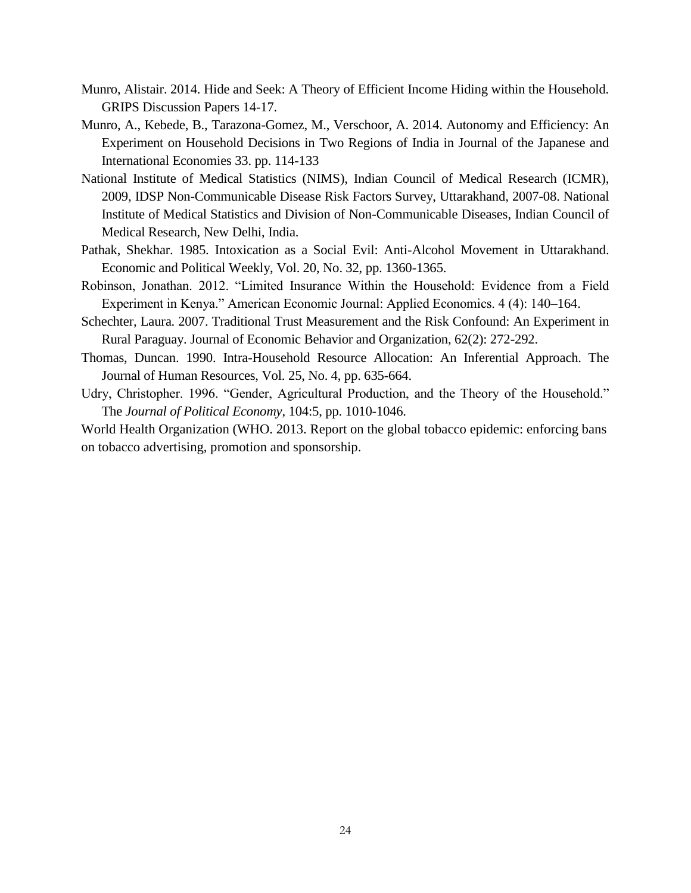Munro, Alistair. 2014. Hide and Seek: A Theory of Efficient Income Hiding within the Household. GRIPS Discussion Papers 14-17.

Munro, A., Kebede, B., Tarazona-Gomez, M., Verschoor, A. 2014. Autonomy and Efficiency: An Experiment on Household Decisions in Two Regions of India in Journal of the Japanese and International Economies 33. pp. 114-133

National Institute of Medical Statistics (NIMS), Indian Council of Medical Research (ICMR), 2009, IDSP Non-Communicable Disease Risk Factors Survey, Uttarakhand, 2007-08. National Institute of Medical Statistics and Division of Non-Communicable Diseases, Indian Council of Medical Research, New Delhi, India.

Pathak, Shekhar. 1985. Intoxication as a Social Evil: Anti-Alcohol Movement in Uttarakhand. Economic and Political Weekly, Vol. 20, No. 32, pp. 1360-1365.

Robinson, Jonathan. 2012. "Limited Insurance Within the Household: Evidence from a Field Experiment in Kenya." American Economic Journal: Applied Economics. 4 (4): 140–164.

Schechter, Laura. 2007. Traditional Trust Measurement and the Risk Confound: An Experiment in Rural Paraguay. Journal of Economic Behavior and Organization, 62(2): 272-292.

Thomas, Duncan. 1990. Intra-Household Resource Allocation: An Inferential Approach. The Journal of Human Resources, Vol. 25, No. 4, pp. 635-664.

Udry, Christopher. 1996. "Gender, Agricultural Production, and the Theory of the Household." The *Journal of Political Economy*, 104:5, pp. 1010-1046.

World Health Organization (WHO. 2013. Report on the global tobacco epidemic: enforcing bans on tobacco advertising, promotion and sponsorship.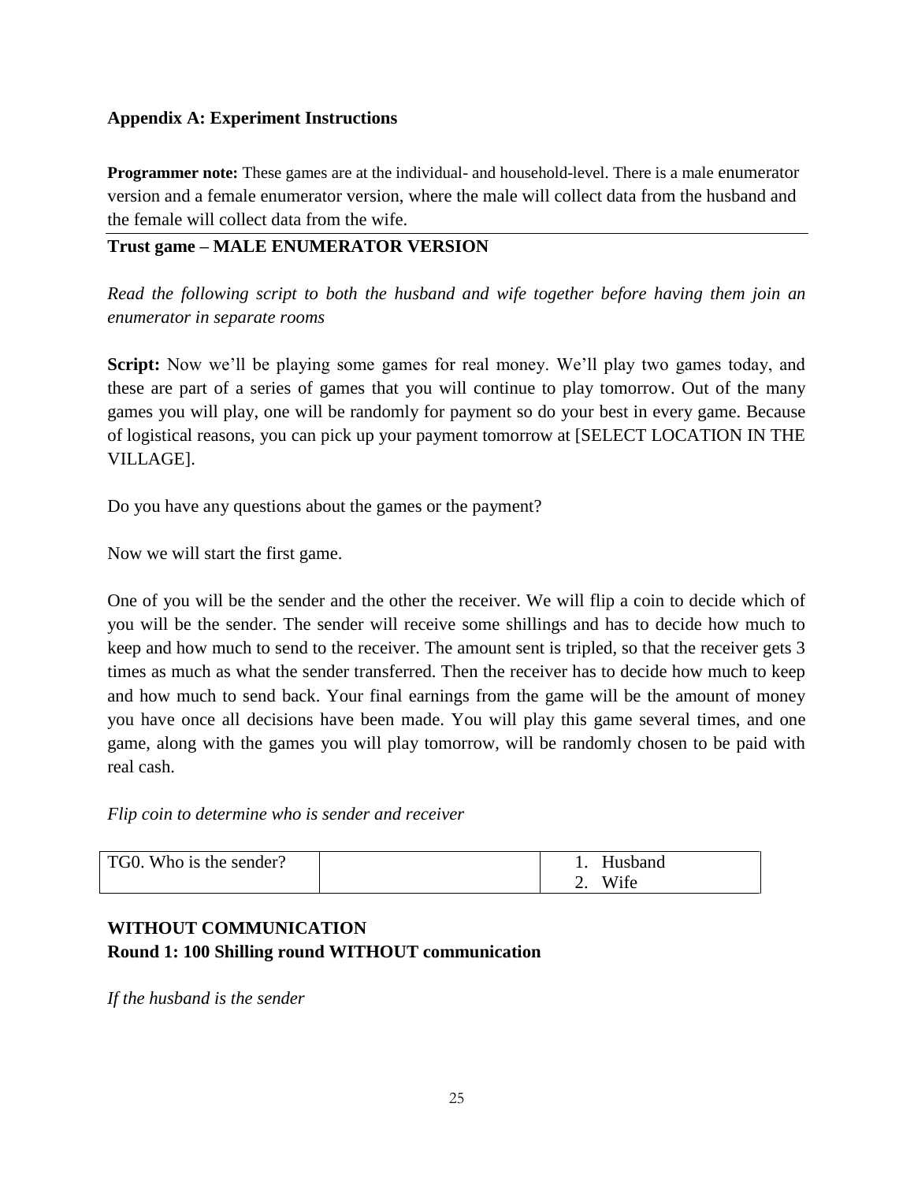### Appendix A: Experiment Instructions

**Programmer note:** These games are at the individual- and household-level. There is a male enumerator version and a female enumerator version, where the male will collect data from the husband and the female will collect data from the wife.

### Trust game – MALE ENUMERATOR VERSION

*Read the following script to both the husband and wife together before having them join an enumerator in separate rooms*

**Script:** Now we'll be playing some games for real money. We'll play two games today, and these are part of a series of games that you will continue to play tomorrow. Out of the many games you will play, one will be randomly for payment so do your best in every game. Because of logistical reasons, you can pick up your payment tomorrow at [SELECT LOCATION IN THE VILLAGE].

Do you have any questions about the games or the payment?

Now we will start the first game.

One of you will be the sender and the other the receiver. We will flip a coin to decide which of you will be the sender. The sender will receive some shillings and has to decide how much to keep and how much to send to the receiver. The amount sent is tripled, so that the receiver gets 3 times as much as what the sender transferred. Then the receiver has to decide how much to keep and how much to send back. Your final earnings from the game will be the amount of money you have once all decisions have been made. You will play this game several times, and one game, along with the games you will play tomorrow, will be randomly chosen to be paid with real cash.

*Flip coin to determine who is sender and receiver*

| TG0. Who is the sender? | | 1. Husband<br>2. Wife |
|---|---|---|

### WITHOUT COMMUNICATION
### Round 1: 100 Shilling round WITHOUT communication

*If the husband is the sender*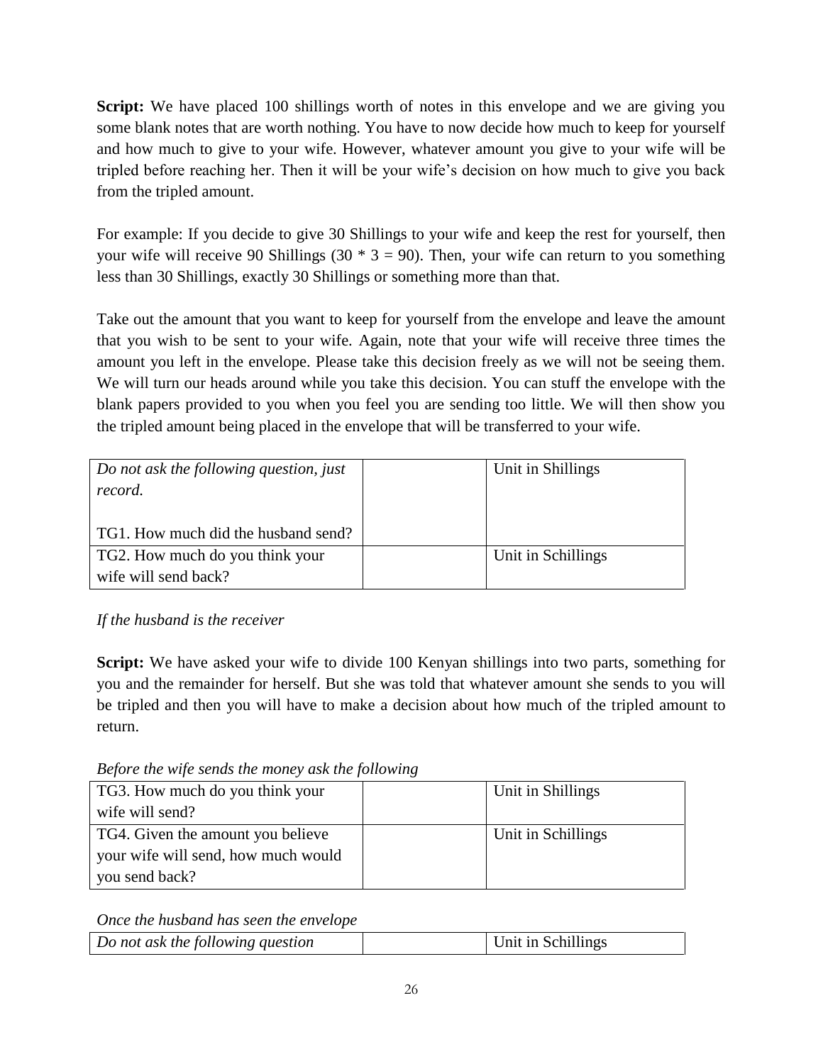**Script:** We have placed 100 shillings worth of notes in this envelope and we are giving you some blank notes that are worth nothing. You have to now decide how much to keep for yourself and how much to give to your wife. However, whatever amount you give to your wife will be tripled before reaching her. Then it will be your wife's decision on how much to give you back from the tripled amount.

For example: If you decide to give 30 Shillings to your wife and keep the rest for yourself, then your wife will receive 90 Shillings (30 * 3 = 90). Then, your wife can return to you something less than 30 Shillings, exactly 30 Shillings or something more than that.

Take out the amount that you want to keep for yourself from the envelope and leave the amount that you wish to be sent to your wife. Again, note that your wife will receive three times the amount you left in the envelope. Please take this decision freely as we will not be seeing them. We will turn our heads around while you take this decision. You can stuff the envelope with the blank papers provided to you when you feel you are sending too little. We will then show you the tripled amount being placed in the envelope that will be transferred to your wife.

| *Do not ask the following question, just record.* <br><br> TG1. How much did the husband send? | | Unit in Shillings |
|---|---|---|
| TG2. How much do you think your wife will send back? | | Unit in Schillings |

*If the husband is the receiver*

**Script:** We have asked your wife to divide 100 Kenyan shillings into two parts, something for you and the remainder for herself. But she was told that whatever amount she sends to you will be tripled and then you will have to make a decision about how much of the tripled amount to return.

*Before the wife sends the money ask the following*

| TG3. How much do you think your wife will send? | | Unit in Shillings |
|---|---|---|
| TG4. Given the amount you believe your wife will send, how much would you send back? | | Unit in Schillings |

*Once the husband has seen the envelope*

| *Do not ask the following question* | | Unit in Schillings |
|---|---|---|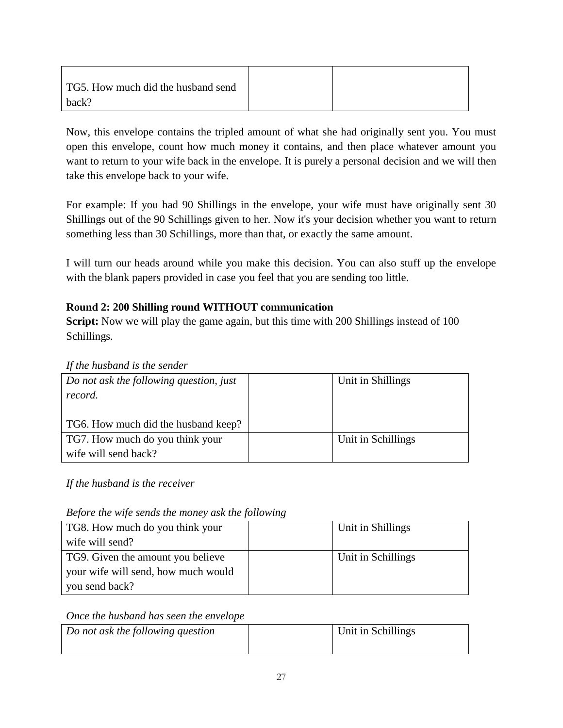| TG5. How much did the husband send back? | | |
|---|---|---|

Now, this envelope contains the tripled amount of what she had originally sent you. You must open this envelope, count how much money it contains, and then place whatever amount you want to return to your wife back in the envelope. It is purely a personal decision and we will then take this envelope back to your wife.

For example: If you had 90 Shillings in the envelope, your wife must have originally sent 30 Shillings out of the 90 Schillings given to her. Now it's your decision whether you want to return something less than 30 Schillings, more than that, or exactly the same amount.

I will turn our heads around while you make this decision. You can also stuff up the envelope with the blank papers provided in case you feel that you are sending too little.

**Round 2: 200 Shilling round WITHOUT communication**

**Script:** Now we will play the game again, but this time with 200 Shillings instead of 100 Schillings.

*If the husband is the sender*

| *Do not ask the following question, just record.*<br><br>TG6. How much did the husband keep? | | Unit in Shillings |
|---|---|---|
| TG7. How much do you think your wife will send back? | | Unit in Schillings |

*If the husband is the receiver*

*Before the wife sends the money ask the following*

| TG8. How much do you think your wife will send? | | Unit in Shillings |
|---|---|---|
| TG9. Given the amount you believe your wife will send, how much would you send back? | | Unit in Schillings |

*Once the husband has seen the envelope*

| *Do not ask the following question* | | Unit in Schillings |
|---|---|---|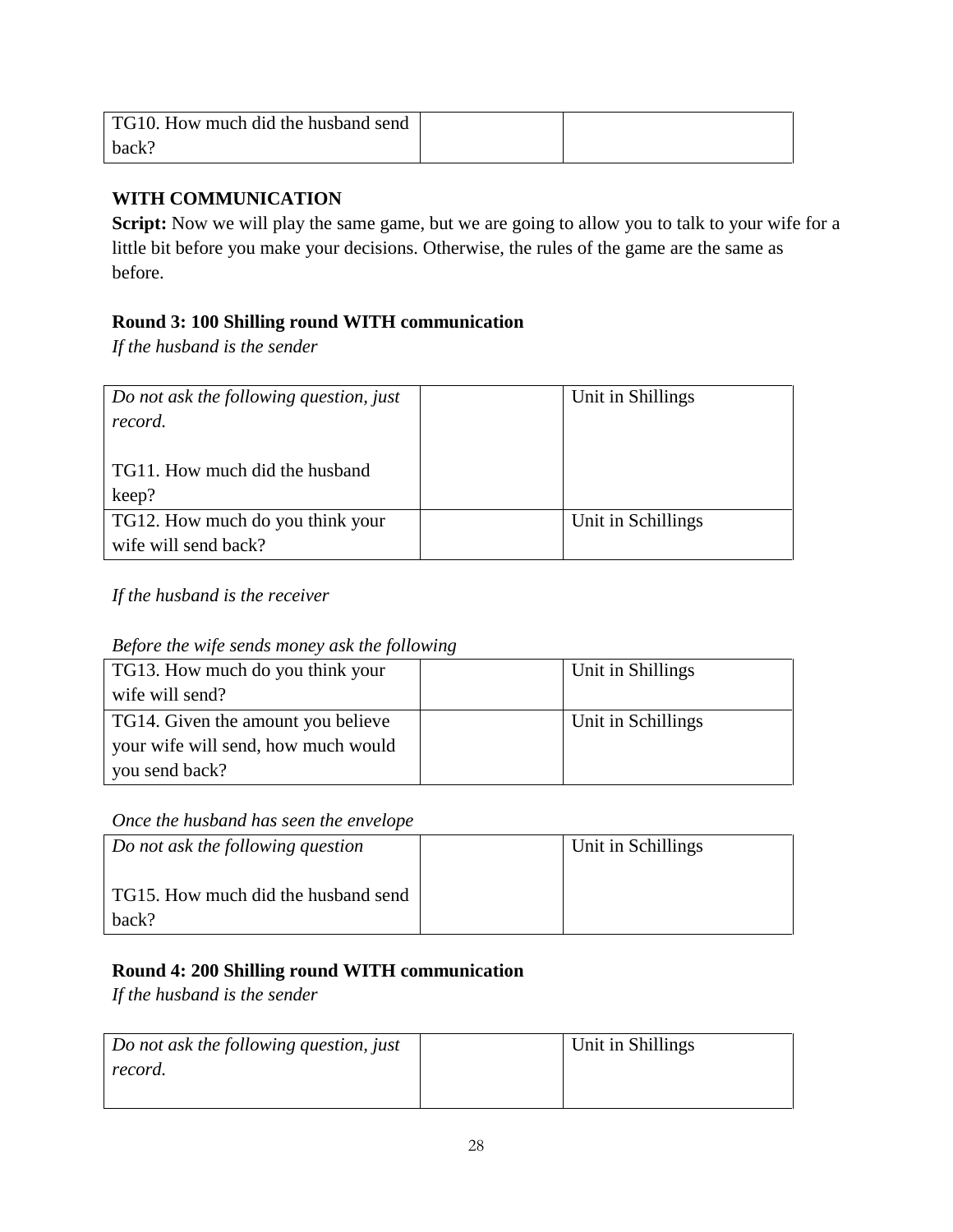| TG10. How much did the husband send back? | | |
|---|---|---|

**WITH COMMUNICATION**

**Script:** Now we will play the same game, but we are going to allow you to talk to your wife for a little bit before you make your decisions. Otherwise, the rules of the game are the same as before.

**Round 3: 100 Shilling round WITH communication**

*If the husband is the sender*

| *Do not ask the following question, just record.*<br><br>TG11. How much did the husband keep? | | Unit in Shillings |
|---|---|---|
| TG12. How much do you think your wife will send back? | | Unit in Schillings |

*If the husband is the receiver*

*Before the wife sends money ask the following*

| TG13. How much do you think your wife will send? | | Unit in Shillings |
|---|---|---|
| TG14. Given the amount you believe your wife will send, how much would you send back? | | Unit in Schillings |

*Once the husband has seen the envelope*

| *Do not ask the following question*<br><br>TG15. How much did the husband send back? | | Unit in Schillings |
|---|---|---|

**Round 4: 200 Shilling round WITH communication**

*If the husband is the sender*

| *Do not ask the following question, just record.* | | Unit in Shillings |
|---|---|---|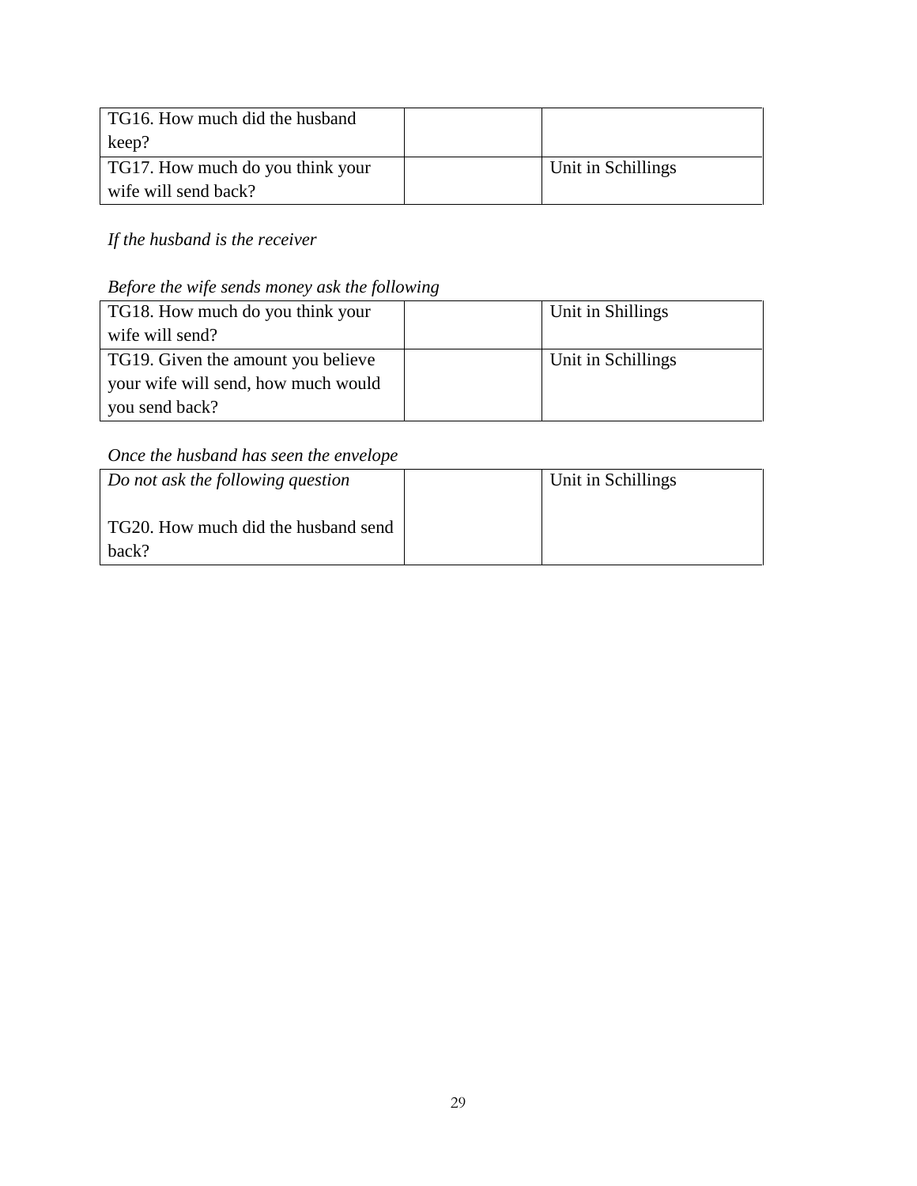| TG16. How much did the husband keep? | | |
|---|---|---|
| TG17. How much do you think your wife will send back? | | Unit in Schillings |

*If the husband is the receiver*

*Before the wife sends money ask the following*

| TG18. How much do you think your wife will send? | | Unit in Shillings |
|---|---|---|
| TG19. Given the amount you believe your wife will send, how much would you send back? | | Unit in Schillings |

*Once the husband has seen the envelope*

| *Do not ask the following question*<br><br>TG20. How much did the husband send back? | | Unit in Schillings |
|---|---|---|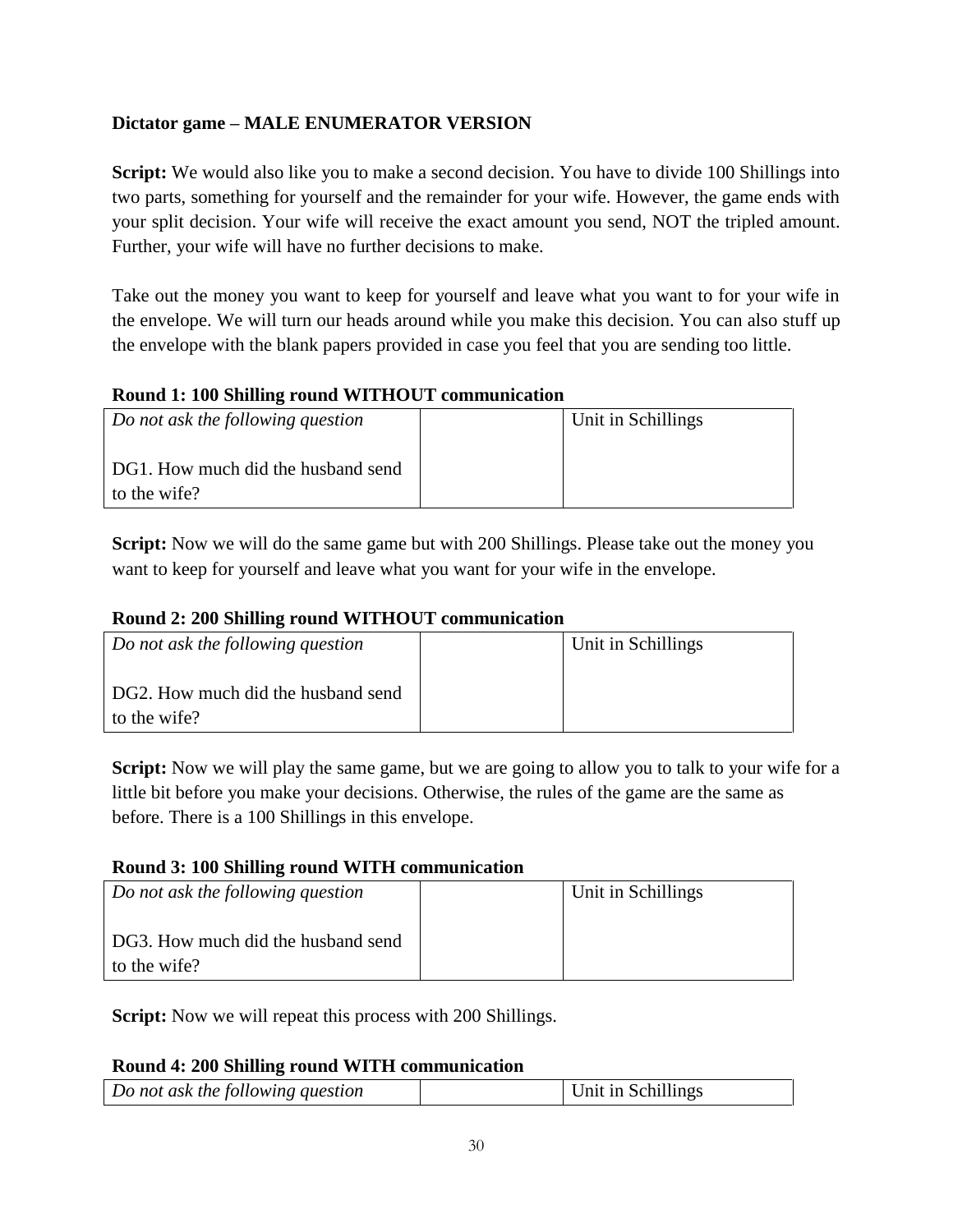**Dictator game – MALE ENUMERATOR VERSION**

**Script:** We would also like you to make a second decision. You have to divide 100 Shillings into two parts, something for yourself and the remainder for your wife. However, the game ends with your split decision. Your wife will receive the exact amount you send, NOT the tripled amount. Further, your wife will have no further decisions to make.

Take out the money you want to keep for yourself and leave what you want to for your wife in the envelope. We will turn our heads around while you make this decision. You can also stuff up the envelope with the blank papers provided in case you feel that you are sending too little.

**Round 1: 100 Shilling round WITHOUT communication**

| *Do not ask the following question*<br><br>DG1. How much did the husband send to the wife? | | Unit in Schillings |
|---|---|---|

**Script:** Now we will do the same game but with 200 Shillings. Please take out the money you want to keep for yourself and leave what you want for your wife in the envelope.

**Round 2: 200 Shilling round WITHOUT communication**

| *Do not ask the following question*<br><br>DG2. How much did the husband send to the wife? | | Unit in Schillings |
|---|---|---|

**Script:** Now we will play the same game, but we are going to allow you to talk to your wife for a little bit before you make your decisions. Otherwise, the rules of the game are the same as before. There is a 100 Shillings in this envelope.

**Round 3: 100 Shilling round WITH communication**

| *Do not ask the following question*<br><br>DG3. How much did the husband send to the wife? | | Unit in Schillings |
|---|---|---|

**Script:** Now we will repeat this process with 200 Shillings.

**Round 4: 200 Shilling round WITH communication**

| *Do not ask the following question* | | Unit in Schillings |
|---|---|---|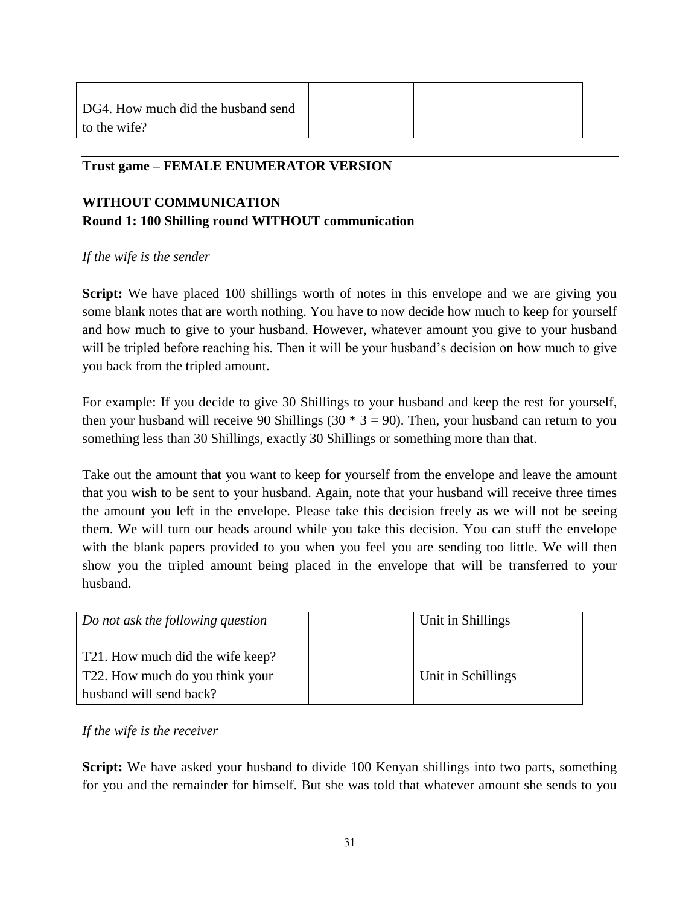| DG4. How much did the husband send to the wife? | | |
|---|---|---|

**Trust game – FEMALE ENUMERATOR VERSION**

**WITHOUT COMMUNICATION**
**Round 1: 100 Shilling round WITHOUT communication**

*If the wife is the sender*

**Script:** We have placed 100 shillings worth of notes in this envelope and we are giving you some blank notes that are worth nothing. You have to now decide how much to keep for yourself and how much to give to your husband. However, whatever amount you give to your husband will be tripled before reaching his. Then it will be your husband's decision on how much to give you back from the tripled amount.

For example: If you decide to give 30 Shillings to your husband and keep the rest for yourself, then your husband will receive 90 Shillings (30 * 3 = 90). Then, your husband can return to you something less than 30 Shillings, exactly 30 Shillings or something more than that.

Take out the amount that you want to keep for yourself from the envelope and leave the amount that you wish to be sent to your husband. Again, note that your husband will receive three times the amount you left in the envelope. Please take this decision freely as we will not be seeing them. We will turn our heads around while you take this decision. You can stuff the envelope with the blank papers provided to you when you feel you are sending too little. We will then show you the tripled amount being placed in the envelope that will be transferred to your husband.

| *Do not ask the following question*<br><br>T21. How much did the wife keep? | | Unit in Shillings |
|---|---|---|
| T22. How much do you think your husband will send back? | | Unit in Schillings |

*If the wife is the receiver*

**Script:** We have asked your husband to divide 100 Kenyan shillings into two parts, something for you and the remainder for himself. But she was told that whatever amount she sends to you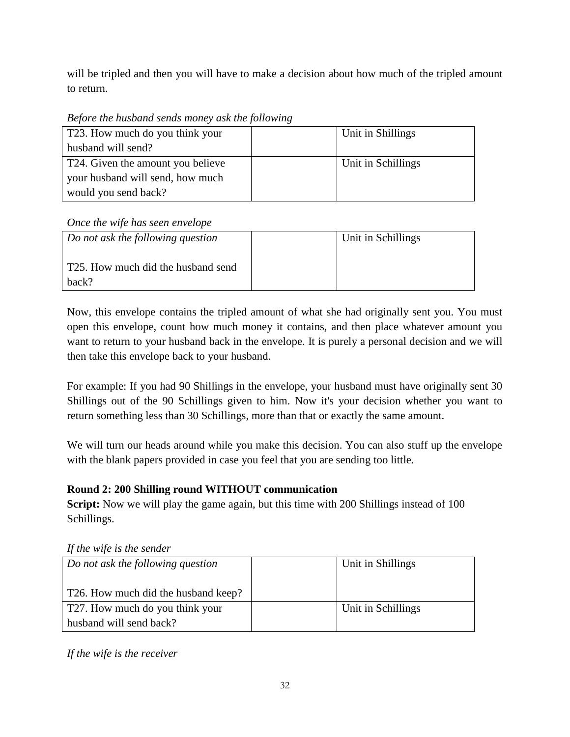will be tripled and then you will have to make a decision about how much of the tripled amount to return.

*Before the husband sends money ask the following*

| T23. How much do you think your husband will send? | | Unit in Shillings |
|---|---|---|
| T24. Given the amount you believe your husband will send, how much would you send back? | | Unit in Schillings |

*Once the wife has seen envelope*

| *Do not ask the following question*<br><br>T25. How much did the husband send back? | | Unit in Schillings |
|---|---|---|

Now, this envelope contains the tripled amount of what she had originally sent you. You must open this envelope, count how much money it contains, and then place whatever amount you want to return to your husband back in the envelope. It is purely a personal decision and we will then take this envelope back to your husband.

For example: If you had 90 Shillings in the envelope, your husband must have originally sent 30 Shillings out of the 90 Schillings given to him. Now it's your decision whether you want to return something less than 30 Schillings, more than that or exactly the same amount.

We will turn our heads around while you make this decision. You can also stuff up the envelope with the blank papers provided in case you feel that you are sending too little.

**Round 2: 200 Shilling round WITHOUT communication**

**Script:** Now we will play the game again, but this time with 200 Shillings instead of 100 Schillings.

*If the wife is the sender*

| *Do not ask the following question*<br><br>T26. How much did the husband keep? | | Unit in Shillings |
|---|---|---|
| T27. How much do you think your husband will send back? | | Unit in Schillings |

*If the wife is the receiver*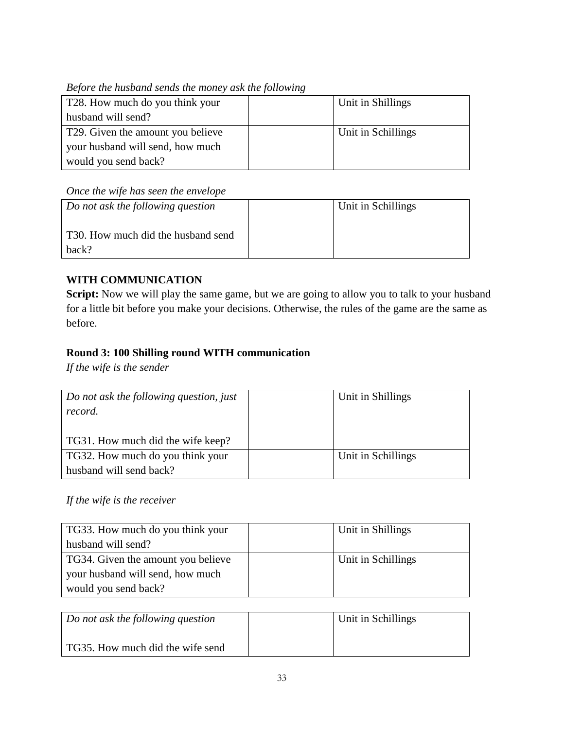*Before the husband sends the money ask the following*

| T28. How much do you think your husband will send? | | Unit in Shillings |
|---|---|---|
| T29. Given the amount you believe your husband will send, how much would you send back? | | Unit in Schillings |

*Once the wife has seen the envelope*

| *Do not ask the following question*<br><br>T30. How much did the husband send back? | | Unit in Schillings |
|---|---|---|

**WITH COMMUNICATION**

**Script:** Now we will play the same game, but we are going to allow you to talk to your husband for a little bit before you make your decisions. Otherwise, the rules of the game are the same as before.

**Round 3: 100 Shilling round WITH communication**

*If the wife is the sender*

| *Do not ask the following question, just record.*<br><br>TG31. How much did the wife keep? | | Unit in Shillings |
|---|---|---|
| TG32. How much do you think your husband will send back? | | Unit in Schillings |

*If the wife is the receiver*

| TG33. How much do you think your husband will send? | | Unit in Shillings |
|---|---|---|
| TG34. Given the amount you believe your husband will send, how much would you send back? | | Unit in Schillings |

| *Do not ask the following question*<br><br>TG35. How much did the wife send | | Unit in Schillings |
|---|---|---|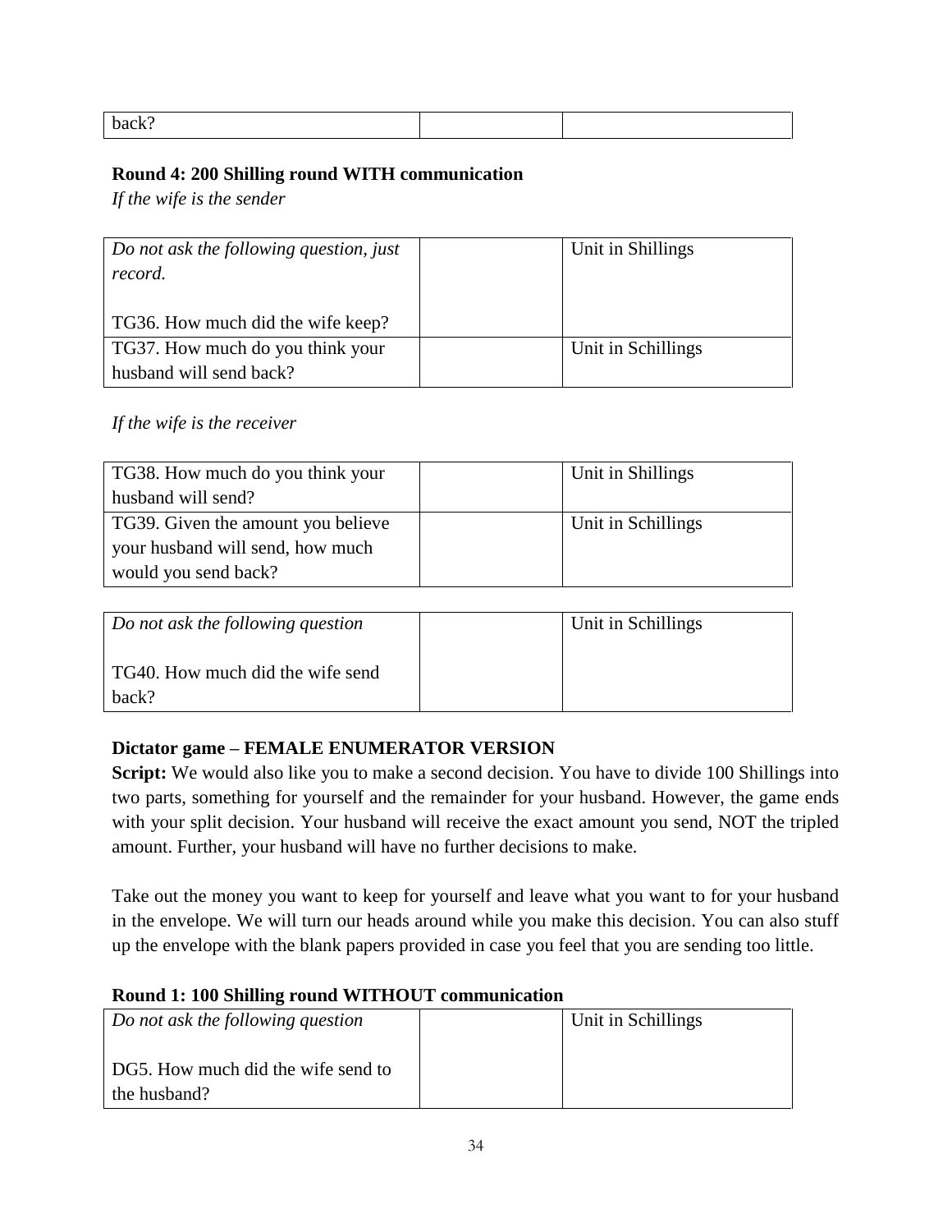| back? | | |
|---|---|---|

**Round 4: 200 Shilling round WITH communication**

*If the wife is the sender*

| *Do not ask the following question, just record.*<br><br>TG36. How much did the wife keep? | | Unit in Shillings |
|---|---|---|
| TG37. How much do you think your husband will send back? | | Unit in Schillings |

*If the wife is the receiver*

| TG38. How much do you think your husband will send? | | Unit in Shillings |
|---|---|---|
| TG39. Given the amount you believe your husband will send, how much would you send back? | | Unit in Schillings |

| *Do not ask the following question*<br><br>TG40. How much did the wife send back? | | Unit in Schillings |
|---|---|---|

**Dictator game – FEMALE ENUMERATOR VERSION**

**Script:** We would also like you to make a second decision. You have to divide 100 Shillings into two parts, something for yourself and the remainder for your husband. However, the game ends with your split decision. Your husband will receive the exact amount you send, NOT the tripled amount. Further, your husband will have no further decisions to make.

Take out the money you want to keep for yourself and leave what you want to for your husband in the envelope. We will turn our heads around while you make this decision. You can also stuff up the envelope with the blank papers provided in case you feel that you are sending too little.

**Round 1: 100 Shilling round WITHOUT communication**

| *Do not ask the following question*<br><br>DG5. How much did the wife send to the husband? | | Unit in Schillings |
|---|---|---|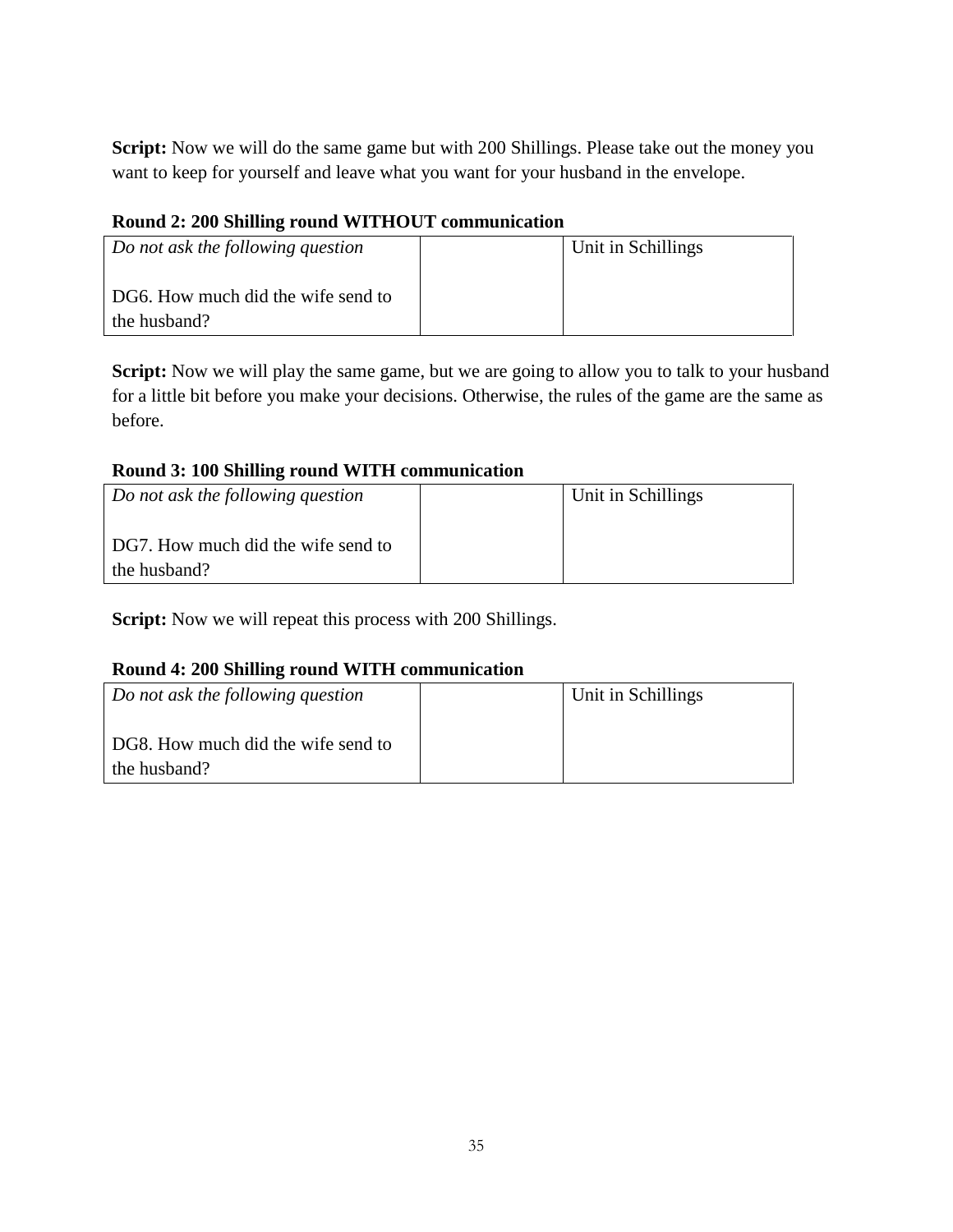**Script:** Now we will do the same game but with 200 Shillings. Please take out the money you want to keep for yourself and leave what you want for your husband in the envelope.

**Round 2: 200 Shilling round WITHOUT communication**

| *Do not ask the following question*<br><br>DG6. How much did the wife send to the husband? | | Unit in Schillings |
|---|---|---|

**Script:** Now we will play the same game, but we are going to allow you to talk to your husband for a little bit before you make your decisions. Otherwise, the rules of the game are the same as before.

**Round 3: 100 Shilling round WITH communication**

| *Do not ask the following question*<br><br>DG7. How much did the wife send to the husband? | | Unit in Schillings |
|---|---|---|

**Script:** Now we will repeat this process with 200 Shillings.

**Round 4: 200 Shilling round WITH communication**

| *Do not ask the following question*<br><br>DG8. How much did the wife send to the husband? | | Unit in Schillings |
|---|---|---|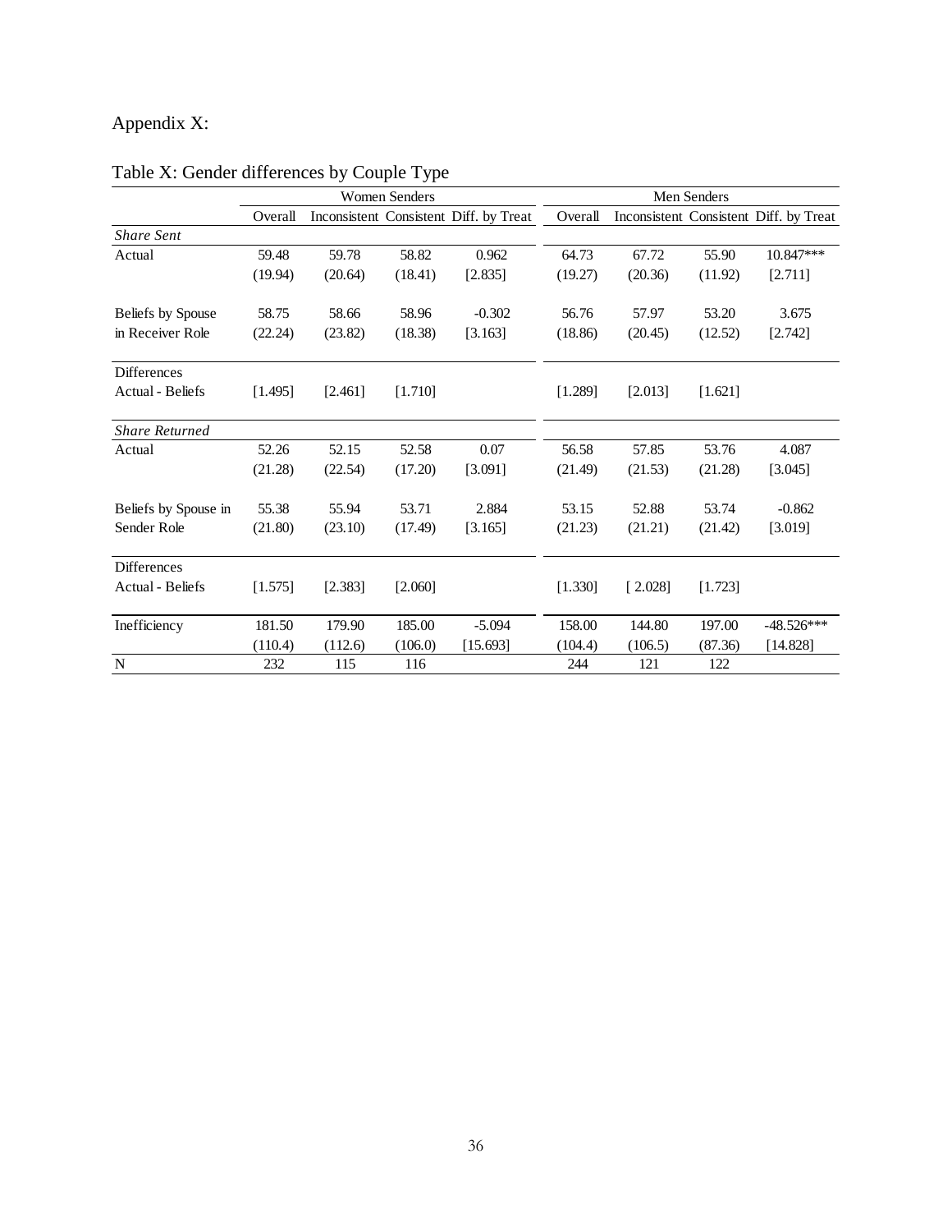Appendix X:

Table X: Gender differences by Couple Type

| | Women Senders | | | | Men Senders | | | |
|---|---|---|---|---|---|---|---|---|
| | Overall | Inconsistent | Consistent | Diff. by Treat | Overall | Inconsistent | Consistent | Diff. by Treat |
| *Share Sent* | | | | | | | | |
| Actual | 59.48 | 59.78 | 58.82 | 0.962 | 64.73 | 67.72 | 55.90 | 10.847*** |
| | (19.94) | (20.64) | (18.41) | [2.835] | (19.27) | (20.36) | (11.92) | [2.711] |
| Beliefs by Spouse in Receiver Role | 58.75 | 58.66 | 58.96 | -0.302 | 56.76 | 57.97 | 53.20 | 3.675 |
| | (22.24) | (23.82) | (18.38) | [3.163] | (18.86) | (20.45) | (12.52) | [2.742] |
| Differences Actual - Beliefs | [1.495] | [2.461] | [1.710] | | [1.289] | [2.013] | [1.621] | |
| *Share Returned* | | | | | | | | |
| Actual | 52.26 | 52.15 | 52.58 | 0.07 | 56.58 | 57.85 | 53.76 | 4.087 |
| | (21.28) | (22.54) | (17.20) | [3.091] | (21.49) | (21.53) | (21.28) | [3.045] |
| Beliefs by Spouse in Sender Role | 55.38 | 55.94 | 53.71 | 2.884 | 53.15 | 52.88 | 53.74 | -0.862 |
| | (21.80) | (23.10) | (17.49) | [3.165] | (21.23) | (21.21) | (21.42) | [3.019] |
| Differences Actual - Beliefs | [1.575] | [2.383] | [2.060] | | [1.330] | [ 2.028] | [1.723] | |
| Inefficiency | 181.50 | 179.90 | 185.00 | -5.094 | 158.00 | 144.80 | 197.00 | -48.526*** |
| | (110.4) | (112.6) | (106.0) | [15.693] | (104.4) | (106.5) | (87.36) | [14.828] |
| N | 232 | 115 | 116 | | 244 | 121 | 122 | |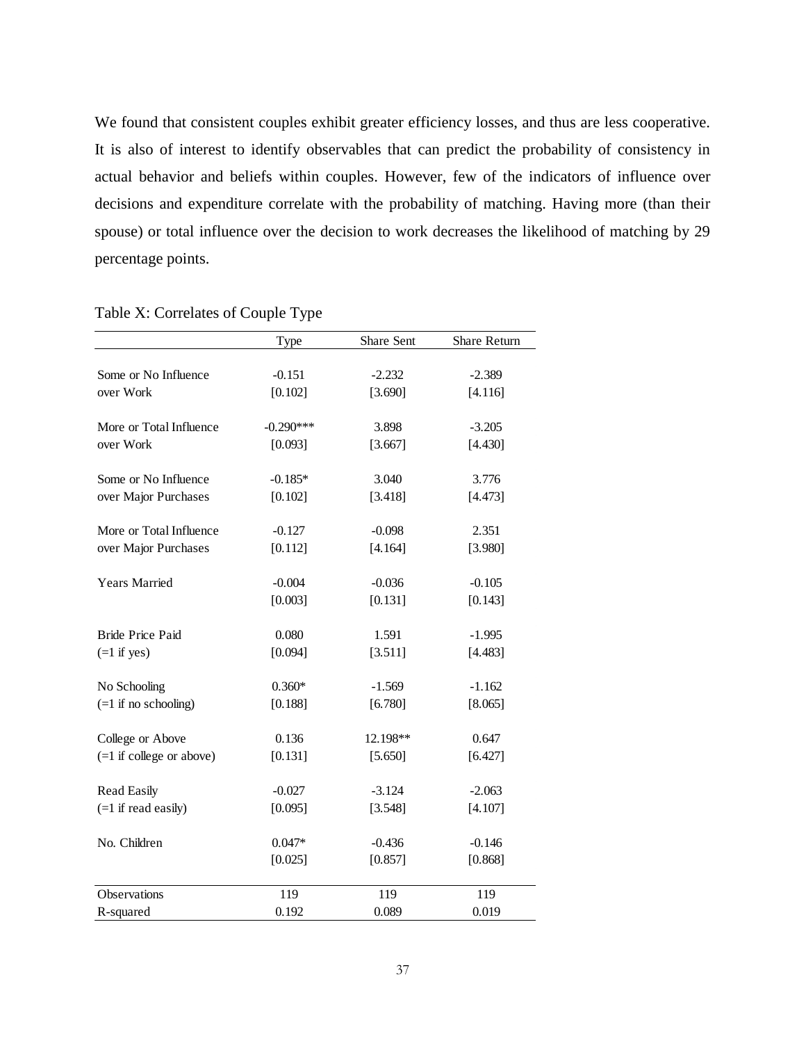We found that consistent couples exhibit greater efficiency losses, and thus are less cooperative. It is also of interest to identify observables that can predict the probability of consistency in actual behavior and beliefs within couples. However, few of the indicators of influence over decisions and expenditure correlate with the probability of matching. Having more (than their spouse) or total influence over the decision to work decreases the likelihood of matching by 29 percentage points.

Table X: Correlates of Couple Type

| | Type | Share Sent | Share Return |
|---|---|---|---|
| Some or No Influence over Work | -0.151 | -2.232 | -2.389 |
| | [0.102] | [3.690] | [4.116] |
| More or Total Influence over Work | -0.290*** | 3.898 | -3.205 |
| | [0.093] | [3.667] | [4.430] |
| Some or No Influence over Major Purchases | -0.185* | 3.040 | 3.776 |
| | [0.102] | [3.418] | [4.473] |
| More or Total Influence over Major Purchases | -0.127 | -0.098 | 2.351 |
| | [0.112] | [4.164] | [3.980] |
| Years Married | -0.004 | -0.036 | -0.105 |
| | [0.003] | [0.131] | [0.143] |
| Bride Price Paid (=1 if yes) | 0.080 | 1.591 | -1.995 |
| | [0.094] | [3.511] | [4.483] |
| No Schooling (=1 if no schooling) | 0.360* | -1.569 | -1.162 |
| | [0.188] | [6.780] | [8.065] |
| College or Above (=1 if college or above) | 0.136 | 12.198** | 0.647 |
| | [0.131] | [5.650] | [6.427] |
| Read Easily (=1 if read easily) | -0.027 | -3.124 | -2.063 |
| | [0.095] | [3.548] | [4.107] |
| No. Children | 0.047* | -0.436 | -0.146 |
| | [0.025] | [0.857] | [0.868] |
| Observations | 119 | 119 | 119 |
| R-squared | 0.192 | 0.089 | 0.019 |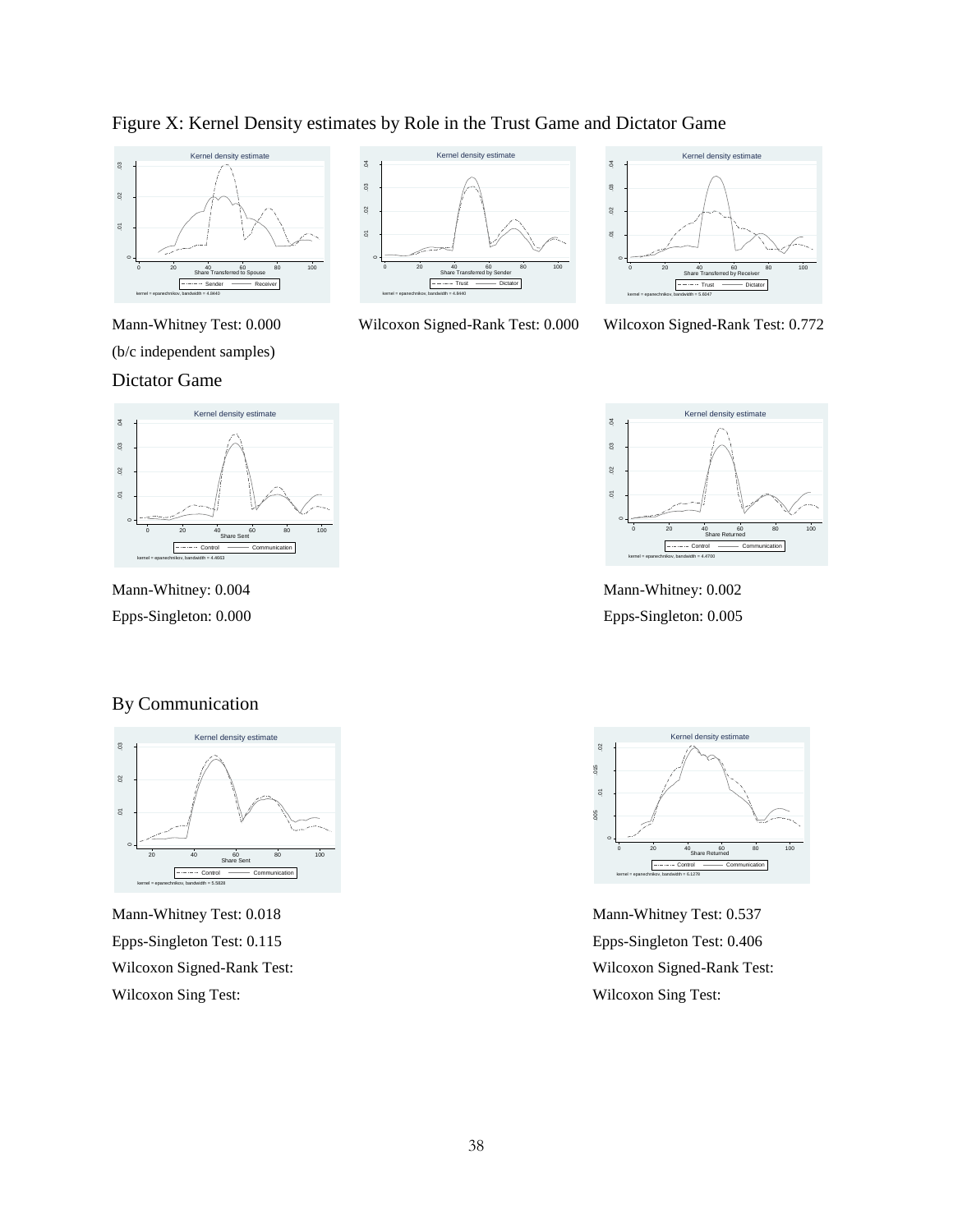Figure X: Kernel Density estimates by Role in the Trust Game and Dictator Game

Mann-Whitney Test: 0.000
(b/c independent samples)

Wilcoxon Signed-Rank Test: 0.000

Wilcoxon Signed-Rank Test: 0.772

Dictator Game

Mann-Whitney: 0.004
Epps-Singleton: 0.000

Mann-Whitney: 0.002
Epps-Singleton: 0.005

By Communication

Mann-Whitney Test: 0.018
Epps-Singleton Test: 0.115
Wilcoxon Signed-Rank Test:
Wilcoxon Sing Test:

Mann-Whitney Test: 0.537
Epps-Singleton Test: 0.406
Wilcoxon Signed-Rank Test:
Wilcoxon Sing Test: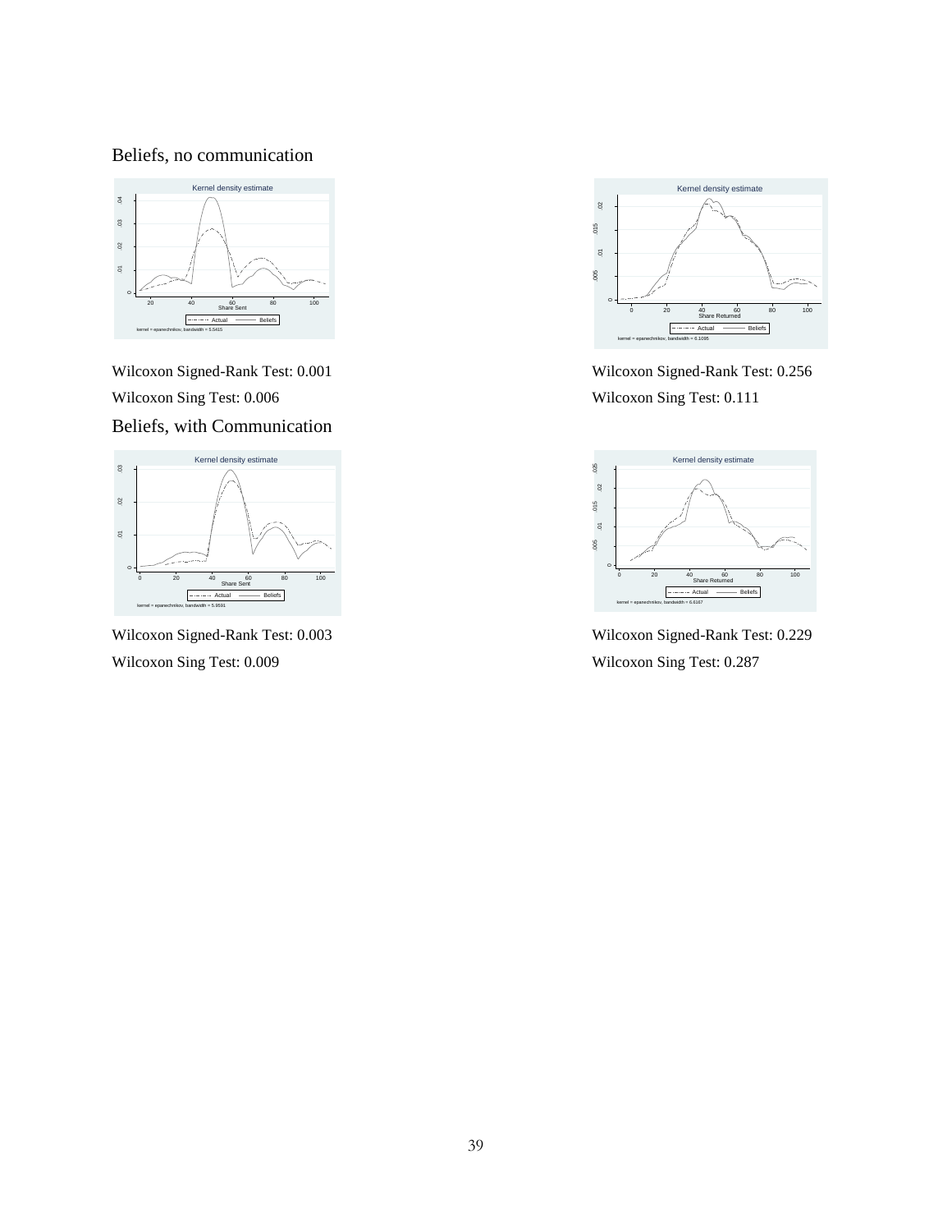Beliefs, no communication

Kernel density estimate

.04
.03
.02
.01
0

20 40 60 80 100
Share Sent

Actual Beliefs

kernel = epanechnikov, bandwidth = 5.5415

Wilcoxon Signed-Rank Test: 0.001

Wilcoxon Sing Test: 0.006

Kernel density estimate

.02
.015
.01
.005
0

0 20 40 60 80 100
Share Returned

Actual Beliefs

kernel = epanechnikov, bandwidth = 6.1095

Wilcoxon Signed-Rank Test: 0.256

Wilcoxon Sing Test: 0.111

Beliefs, with Communication

Kernel density estimate

.03
.02
.01
0

0 20 40 60 80 100
Share Sent

Actual Beliefs

kernel = epanechnikov, bandwidth = 5.9591

Wilcoxon Signed-Rank Test: 0.003

Wilcoxon Sing Test: 0.009

Kernel density estimate

.025
.02
.015
.01
.005
0

0 20 40 60 80 100
Share Returned

Actual Beliefs

kernel = epanechnikov, bandwidth = 6.6167

Wilcoxon Signed-Rank Test: 0.229

Wilcoxon Sing Test: 0.287